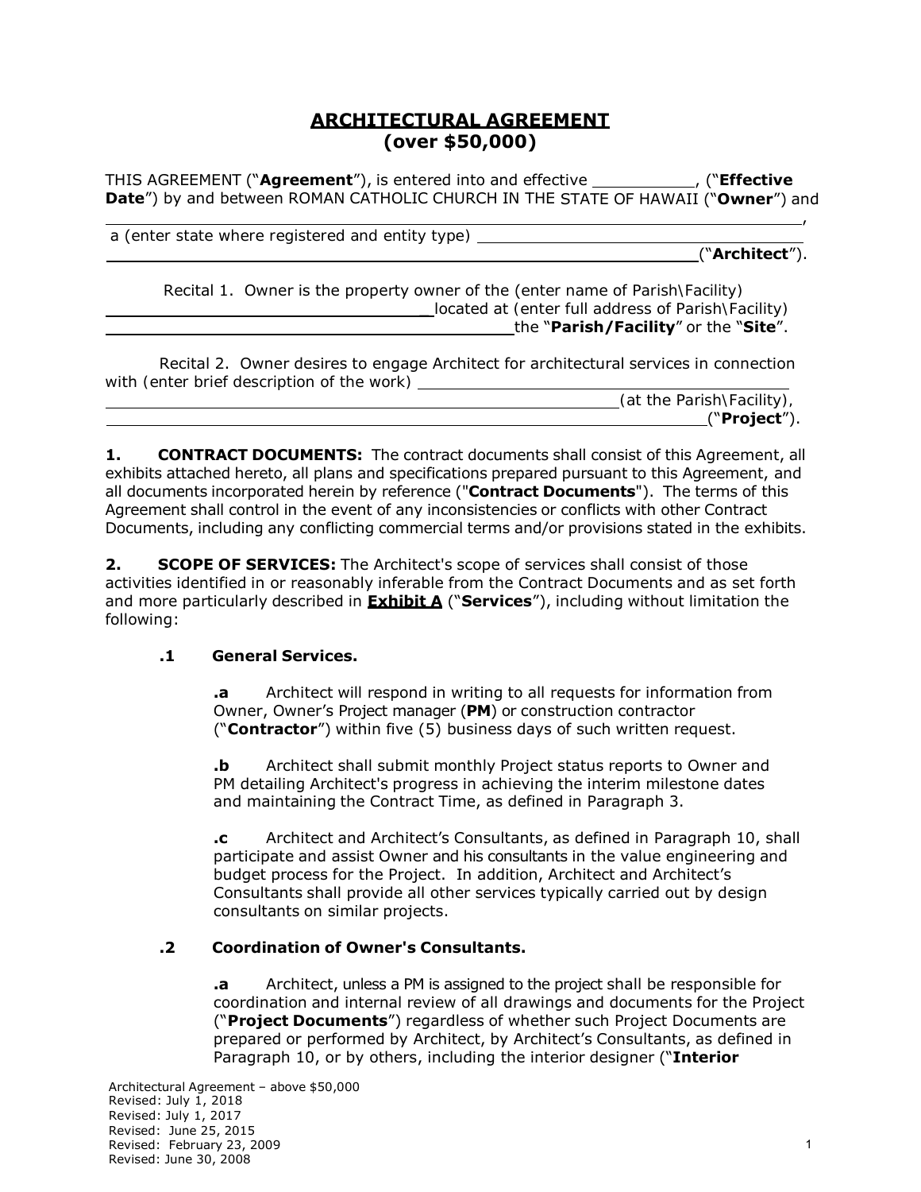# ARCHITECTURAL AGREEMENT
## (over $50,000)

THIS AGREEMENT ("**Agreement**"), is entered into and effective ___________, ("**Effective Date**") by and between ROMAN CATHOLIC CHURCH IN THE STATE OF HAWAII ("**Owner**") and _______________________________________________________________________________,
a (enter state where registered and entity type) ____________________________________
_______________________________________________________________("**Architect**").

Recital 1. Owner is the property owner of the (enter name of Parish\Facility) ____________________________________located at (enter full address of Parish\Facility) ________________________________________________the "**Parish/Facility**" or the "**Site**".

Recital 2. Owner desires to engage Architect for architectural services in connection with (enter brief description of the work) _____________________________________________ ____________________________________________________________(at the Parish\Facility), _______________________________________________________________("**Project**").

**1. CONTRACT DOCUMENTS:** The contract documents shall consist of this Agreement, all exhibits attached hereto, all plans and specifications prepared pursuant to this Agreement, and all documents incorporated herein by reference ("**Contract Documents**"). The terms of this Agreement shall control in the event of any inconsistencies or conflicts with other Contract Documents, including any conflicting commercial terms and/or provisions stated in the exhibits.

**2. SCOPE OF SERVICES:** The Architect's scope of services shall consist of those activities identified in or reasonably inferable from the Contract Documents and as set forth and more particularly described in **Exhibit A** ("**Services**"), including without limitation the following:

**.1 General Services.**

**.a** Architect will respond in writing to all requests for information from Owner, Owner's Project manager (**PM**) or construction contractor ("**Contractor**") within five (5) business days of such written request.

**.b** Architect shall submit monthly Project status reports to Owner and PM detailing Architect's progress in achieving the interim milestone dates and maintaining the Contract Time, as defined in Paragraph 3.

**.c** Architect and Architect's Consultants, as defined in Paragraph 10, shall participate and assist Owner and his consultants in the value engineering and budget process for the Project. In addition, Architect and Architect's Consultants shall provide all other services typically carried out by design consultants on similar projects.

**.2 Coordination of Owner's Consultants.**

**.a** Architect, unless a PM is assigned to the project shall be responsible for coordination and internal review of all drawings and documents for the Project ("**Project Documents**") regardless of whether such Project Documents are prepared or performed by Architect, by Architect's Consultants, as defined in Paragraph 10, or by others, including the interior designer ("**Interior**

Architectural Agreement – above $50,000
Revised: July 1, 2018
Revised: July 1, 2017
Revised: June 25, 2015
Revised: February 23, 2009
Revised: June 30, 2008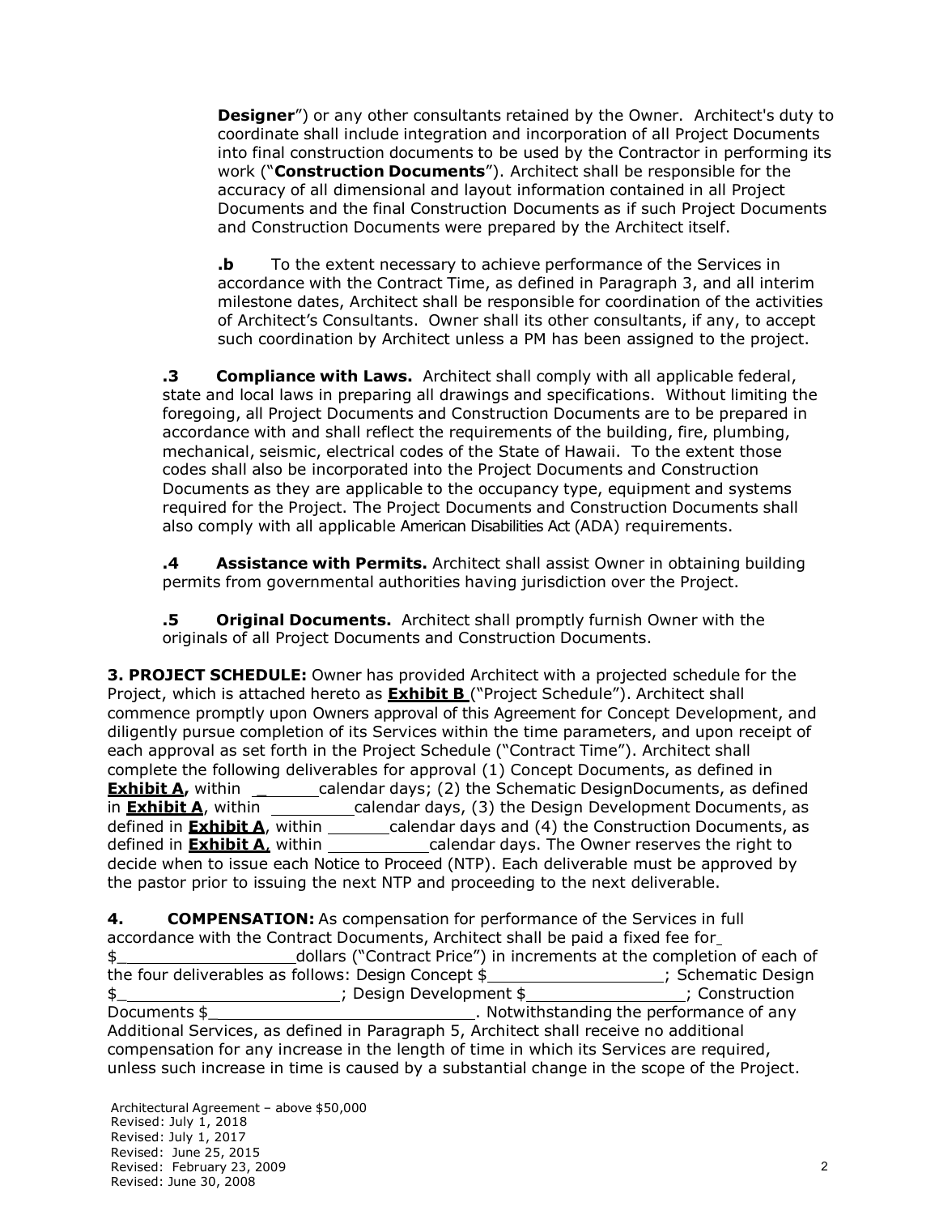**Designer**") or any other consultants retained by the Owner. Architect's duty to coordinate shall include integration and incorporation of all Project Documents into final construction documents to be used by the Contractor in performing its work ("**Construction Documents**"). Architect shall be responsible for the accuracy of all dimensional and layout information contained in all Project Documents and the final Construction Documents as if such Project Documents and Construction Documents were prepared by the Architect itself.

**.b** To the extent necessary to achieve performance of the Services in accordance with the Contract Time, as defined in Paragraph 3, and all interim milestone dates, Architect shall be responsible for coordination of the activities of Architect's Consultants. Owner shall its other consultants, if any, to accept such coordination by Architect unless a PM has been assigned to the project.

**.3 Compliance with Laws.** Architect shall comply with all applicable federal, state and local laws in preparing all drawings and specifications. Without limiting the foregoing, all Project Documents and Construction Documents are to be prepared in accordance with and shall reflect the requirements of the building, fire, plumbing, mechanical, seismic, electrical codes of the State of Hawaii. To the extent those codes shall also be incorporated into the Project Documents and Construction Documents as they are applicable to the occupancy type, equipment and systems required for the Project. The Project Documents and Construction Documents shall also comply with all applicable American Disabilities Act (ADA) requirements.

**.4 Assistance with Permits.** Architect shall assist Owner in obtaining building permits from governmental authorities having jurisdiction over the Project.

**.5 Original Documents.** Architect shall promptly furnish Owner with the originals of all Project Documents and Construction Documents.

**3. PROJECT SCHEDULE:** Owner has provided Architect with a projected schedule for the Project, which is attached hereto as **Exhibit B** ("Project Schedule"). Architect shall commence promptly upon Owners approval of this Agreement for Concept Development, and diligently pursue completion of its Services within the time parameters, and upon receipt of each approval as set forth in the Project Schedule ("Contract Time"). Architect shall complete the following deliverables for approval (1) Concept Documents, as defined in **Exhibit A,** within \_\_\_\_\_\_\_calendar days; (2) the Schematic DesignDocuments, as defined in **Exhibit A**, within \_\_\_\_\_\_\_\_\_calendar days, (3) the Design Development Documents, as defined in **Exhibit A**, within \_\_\_\_\_\_\_calendar days and (4) the Construction Documents, as defined in **Exhibit A**, within \_\_\_\_\_\_\_\_\_\_\_calendar days. The Owner reserves the right to decide when to issue each Notice to Proceed (NTP). Each deliverable must be approved by the pastor prior to issuing the next NTP and proceeding to the next deliverable.

**4. COMPENSATION:** As compensation for performance of the Services in full accordance with the Contract Documents, Architect shall be paid a fixed fee for \$\_\_\_\_\_\_\_\_\_\_\_\_\_\_\_\_\_\_dollars ("Contract Price") in increments at the completion of each of the four deliverables as follows: Design Concept \$\_\_\_\_\_\_\_\_\_\_\_\_\_\_\_\_\_\_\_; Schematic Design \$\_\_\_\_\_\_\_\_\_\_\_\_\_\_\_\_\_\_\_\_\_\_\_; Design Development \$\_\_\_\_\_\_\_\_\_\_\_\_\_\_\_\_\_; Construction Documents \$\_\_\_\_\_\_\_\_\_\_\_\_\_\_\_\_\_\_\_\_\_\_\_\_\_\_\_\_\_. Notwithstanding the performance of any Additional Services, as defined in Paragraph 5, Architect shall receive no additional compensation for any increase in the length of time in which its Services are required, unless such increase in time is caused by a substantial change in the scope of the Project.

Architectural Agreement – above $50,000
Revised: July 1, 2018
Revised: July 1, 2017
Revised: June 25, 2015
Revised: February 23, 2009
Revised: June 30, 2008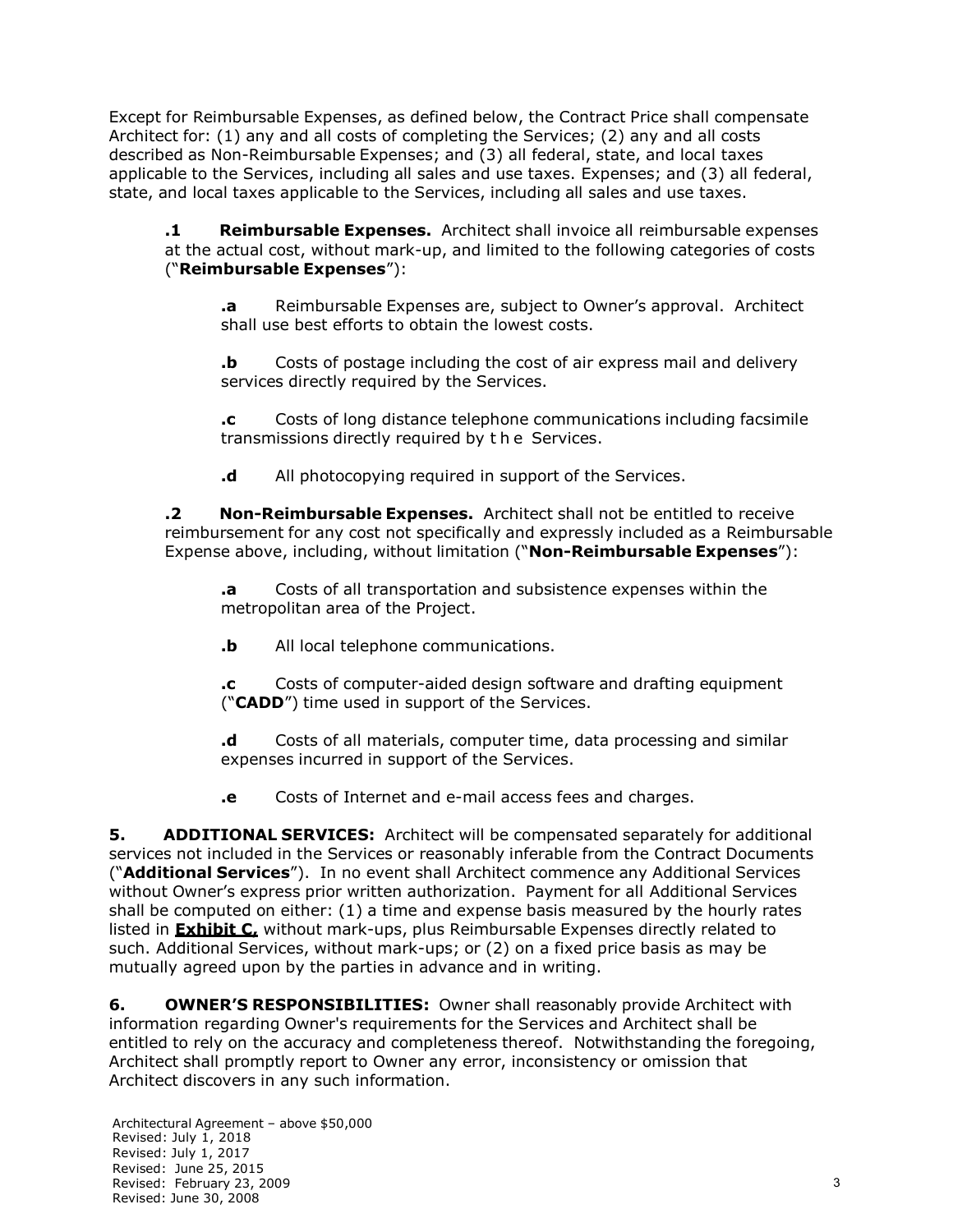Except for Reimbursable Expenses, as defined below, the Contract Price shall compensate Architect for: (1) any and all costs of completing the Services; (2) any and all costs described as Non-Reimbursable Expenses; and (3) all federal, state, and local taxes applicable to the Services, including all sales and use taxes. Expenses; and (3) all federal, state, and local taxes applicable to the Services, including all sales and use taxes.

**.1 Reimbursable Expenses.** Architect shall invoice all reimbursable expenses at the actual cost, without mark-up, and limited to the following categories of costs ("**Reimbursable Expenses**"):

**.a** Reimbursable Expenses are, subject to Owner's approval. Architect shall use best efforts to obtain the lowest costs.

**.b** Costs of postage including the cost of air express mail and delivery services directly required by the Services.

**.c** Costs of long distance telephone communications including facsimile transmissions directly required by t h e Services.

**.d** All photocopying required in support of the Services.

**.2 Non-Reimbursable Expenses.** Architect shall not be entitled to receive reimbursement for any cost not specifically and expressly included as a Reimbursable Expense above, including, without limitation ("**Non-Reimbursable Expenses**"):

**.a** Costs of all transportation and subsistence expenses within the metropolitan area of the Project.

**.b** All local telephone communications.

**.c** Costs of computer-aided design software and drafting equipment ("**CADD**") time used in support of the Services.

**.d** Costs of all materials, computer time, data processing and similar expenses incurred in support of the Services.

**.e** Costs of Internet and e-mail access fees and charges.

**5. ADDITIONAL SERVICES:** Architect will be compensated separately for additional services not included in the Services or reasonably inferable from the Contract Documents ("**Additional Services**"). In no event shall Architect commence any Additional Services without Owner's express prior written authorization. Payment for all Additional Services shall be computed on either: (1) a time and expense basis measured by the hourly rates listed in **Exhibit C,** without mark-ups, plus Reimbursable Expenses directly related to such. Additional Services, without mark-ups; or (2) on a fixed price basis as may be mutually agreed upon by the parties in advance and in writing.

**6. OWNER'S RESPONSIBILITIES:** Owner shall reasonably provide Architect with information regarding Owner's requirements for the Services and Architect shall be entitled to rely on the accuracy and completeness thereof. Notwithstanding the foregoing, Architect shall promptly report to Owner any error, inconsistency or omission that Architect discovers in any such information.

Architectural Agreement – above $50,000
Revised: July 1, 2018
Revised: July 1, 2017
Revised: June 25, 2015
Revised: February 23, 2009
Revised: June 30, 2008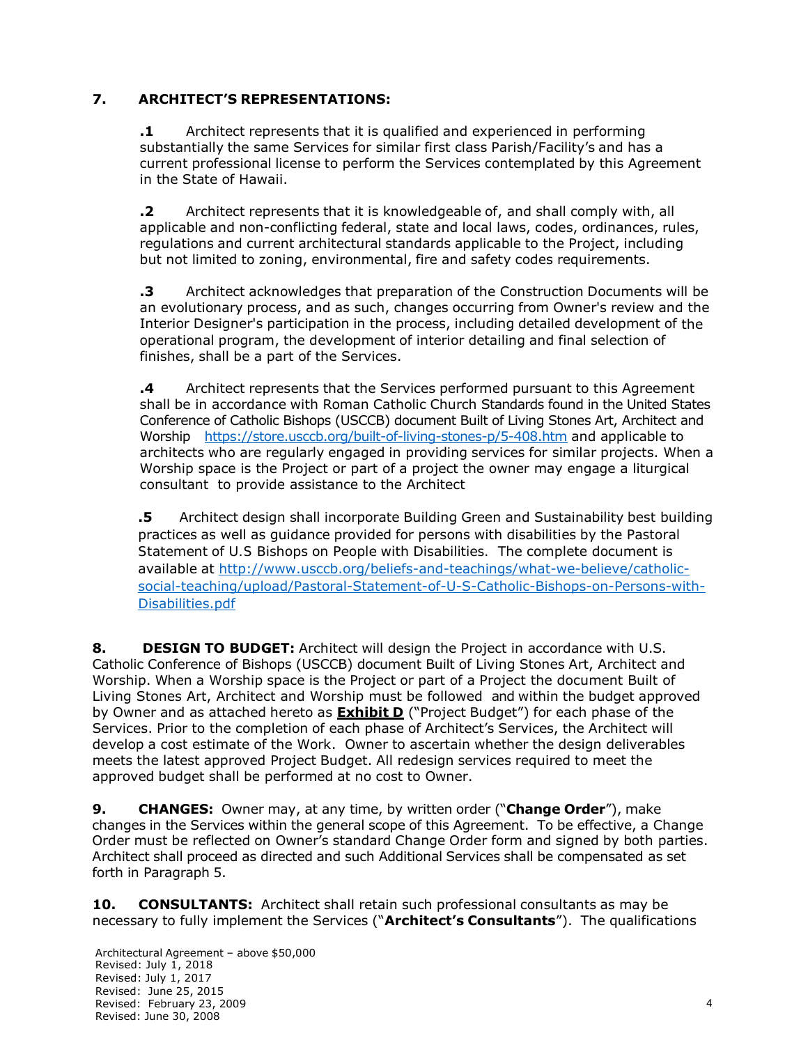**7. ARCHITECT'S REPRESENTATIONS:**

**.1** Architect represents that it is qualified and experienced in performing substantially the same Services for similar first class Parish/Facility's and has a current professional license to perform the Services contemplated by this Agreement in the State of Hawaii.

**.2** Architect represents that it is knowledgeable of, and shall comply with, all applicable and non-conflicting federal, state and local laws, codes, ordinances, rules, regulations and current architectural standards applicable to the Project, including but not limited to zoning, environmental, fire and safety codes requirements.

**.3** Architect acknowledges that preparation of the Construction Documents will be an evolutionary process, and as such, changes occurring from Owner's review and the Interior Designer's participation in the process, including detailed development of the operational program, the development of interior detailing and final selection of finishes, shall be a part of the Services.

**.4** Architect represents that the Services performed pursuant to this Agreement shall be in accordance with Roman Catholic Church Standards found in the United States Conference of Catholic Bishops (USCCB) document Built of Living Stones Art, Architect and Worship [https://store.usccb.org/built-of-living-stones-p/5-408.htm](https://store.usccb.org/built-of-living-stones-p/5-408.htm) and applicable to architects who are regularly engaged in providing services for similar projects. When a Worship space is the Project or part of a project the owner may engage a liturgical consultant to provide assistance to the Architect

**.5** Architect design shall incorporate Building Green and Sustainability best building practices as well as guidance provided for persons with disabilities by the Pastoral Statement of U.S Bishops on People with Disabilities. The complete document is available at [http://www.usccb.org/beliefs-and-teachings/what-we-believe/catholic-social-teaching/upload/Pastoral-Statement-of-U-S-Catholic-Bishops-on-Persons-with-Disabilities.pdf](http://www.usccb.org/beliefs-and-teachings/what-we-believe/catholic-social-teaching/upload/Pastoral-Statement-of-U-S-Catholic-Bishops-on-Persons-with-Disabilities.pdf)

**8. DESIGN TO BUDGET:** Architect will design the Project in accordance with U.S. Catholic Conference of Bishops (USCCB) document Built of Living Stones Art, Architect and Worship. When a Worship space is the Project or part of a Project the document Built of Living Stones Art, Architect and Worship must be followed and within the budget approved by Owner and as attached hereto as <u>**Exhibit D**</u> ("Project Budget") for each phase of the Services. Prior to the completion of each phase of Architect's Services, the Architect will develop a cost estimate of the Work. Owner to ascertain whether the design deliverables meets the latest approved Project Budget. All redesign services required to meet the approved budget shall be performed at no cost to Owner.

**9. CHANGES:** Owner may, at any time, by written order ("**Change Order**"), make changes in the Services within the general scope of this Agreement. To be effective, a Change Order must be reflected on Owner's standard Change Order form and signed by both parties. Architect shall proceed as directed and such Additional Services shall be compensated as set forth in Paragraph 5.

**10. CONSULTANTS:** Architect shall retain such professional consultants as may be necessary to fully implement the Services ("**Architect's Consultants**"). The qualifications

Architectural Agreement – above $50,000
Revised: July 1, 2018
Revised: July 1, 2017
Revised: June 25, 2015
Revised: February 23, 2009
Revised: June 30, 2008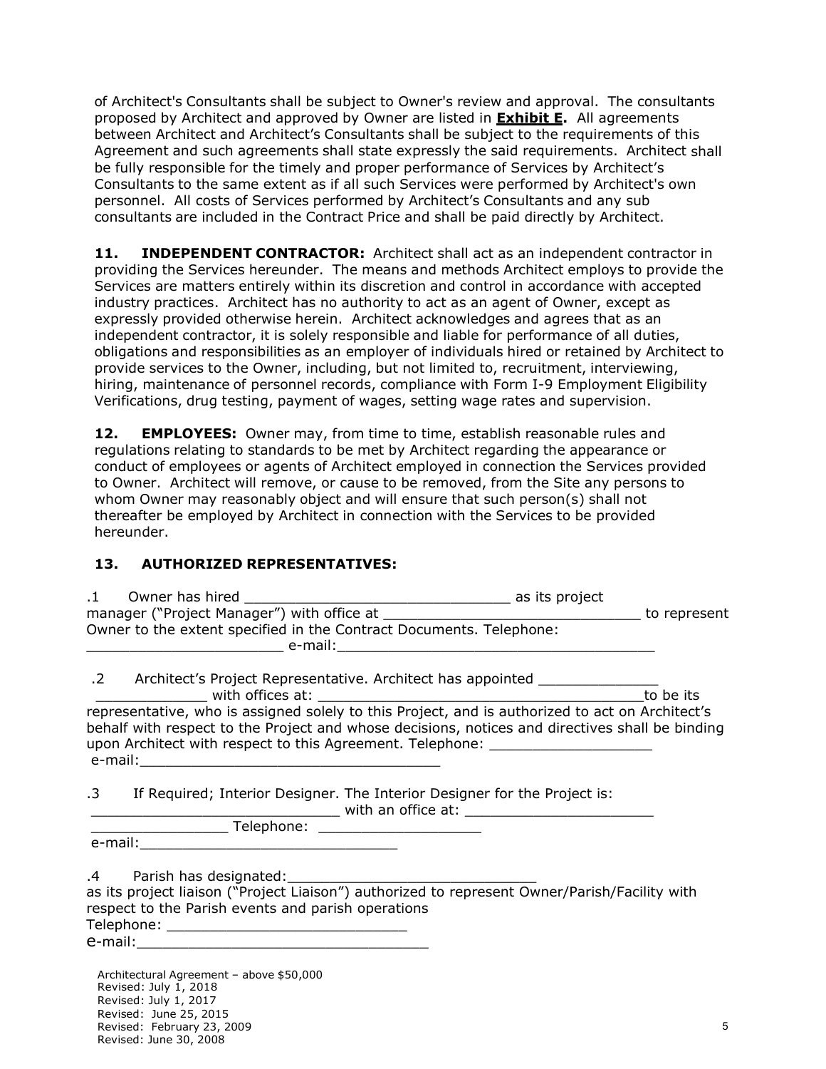of Architect's Consultants shall be subject to Owner's review and approval. The consultants proposed by Architect and approved by Owner are listed in **Exhibit E.** All agreements between Architect and Architect's Consultants shall be subject to the requirements of this Agreement and such agreements shall state expressly the said requirements. Architect shall be fully responsible for the timely and proper performance of Services by Architect's Consultants to the same extent as if all such Services were performed by Architect's own personnel. All costs of Services performed by Architect's Consultants and any sub consultants are included in the Contract Price and shall be paid directly by Architect.

**11. INDEPENDENT CONTRACTOR:** Architect shall act as an independent contractor in providing the Services hereunder. The means and methods Architect employs to provide the Services are matters entirely within its discretion and control in accordance with accepted industry practices. Architect has no authority to act as an agent of Owner, except as expressly provided otherwise herein. Architect acknowledges and agrees that as an independent contractor, it is solely responsible and liable for performance of all duties, obligations and responsibilities as an employer of individuals hired or retained by Architect to provide services to the Owner, including, but not limited to, recruitment, interviewing, hiring, maintenance of personnel records, compliance with Form I-9 Employment Eligibility Verifications, drug testing, payment of wages, setting wage rates and supervision.

**12. EMPLOYEES:** Owner may, from time to time, establish reasonable rules and regulations relating to standards to be met by Architect regarding the appearance or conduct of employees or agents of Architect employed in connection the Services provided to Owner. Architect will remove, or cause to be removed, from the Site any persons to whom Owner may reasonably object and will ensure that such person(s) shall not thereafter be employed by Architect in connection with the Services to be provided hereunder.

**13. AUTHORIZED REPRESENTATIVES:**

.1 Owner has hired _______________________________ as its project manager ("Project Manager") with office at ______________________________ to represent Owner to the extent specified in the Contract Documents. Telephone: ______________________ e-mail:_____________________________________

.2 Architect's Project Representative. Architect has appointed ______________ _____________ with offices at: ______________________________________to be its representative, who is assigned solely to this Project, and is authorized to act on Architect's behalf with respect to the Project and whose decisions, notices and directives shall be binding upon Architect with respect to this Agreement. Telephone: __________________ e-mail:__________________________________

.3 If Required; Interior Designer. The Interior Designer for the Project is: ____________________________ with an office at: ______________________ ________________ Telephone: __________________ e-mail:______________________________

.4 Parish has designated:_____________________________ as its project liaison ("Project Liaison") authorized to represent Owner/Parish/Facility with respect to the Parish events and parish operations
Telephone: ___________________________
e-mail:_________________________________

Architectural Agreement – above $50,000
Revised: July 1, 2018
Revised: July 1, 2017
Revised: June 25, 2015
Revised: February 23, 2009
Revised: June 30, 2008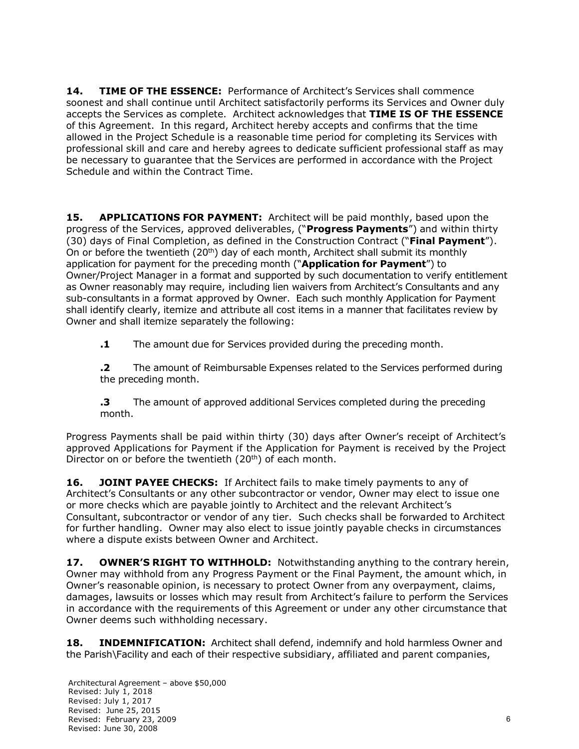**14. TIME OF THE ESSENCE:** Performance of Architect's Services shall commence soonest and shall continue until Architect satisfactorily performs its Services and Owner duly accepts the Services as complete. Architect acknowledges that **TIME IS OF THE ESSENCE** of this Agreement. In this regard, Architect hereby accepts and confirms that the time allowed in the Project Schedule is a reasonable time period for completing its Services with professional skill and care and hereby agrees to dedicate sufficient professional staff as may be necessary to guarantee that the Services are performed in accordance with the Project Schedule and within the Contract Time.

**15. APPLICATIONS FOR PAYMENT:** Architect will be paid monthly, based upon the progress of the Services, approved deliverables, ("**Progress Payments**") and within thirty (30) days of Final Completion, as defined in the Construction Contract ("**Final Payment**"). On or before the twentieth (20th) day of each month, Architect shall submit its monthly application for payment for the preceding month ("**Application for Payment**") to Owner/Project Manager in a format and supported by such documentation to verify entitlement as Owner reasonably may require, including lien waivers from Architect's Consultants and any sub-consultants in a format approved by Owner. Each such monthly Application for Payment shall identify clearly, itemize and attribute all cost items in a manner that facilitates review by Owner and shall itemize separately the following:

**.1** The amount due for Services provided during the preceding month.

**.2** The amount of Reimbursable Expenses related to the Services performed during the preceding month.

**.3** The amount of approved additional Services completed during the preceding month.

Progress Payments shall be paid within thirty (30) days after Owner's receipt of Architect's approved Applications for Payment if the Application for Payment is received by the Project Director on or before the twentieth (20th) of each month.

**16. JOINT PAYEE CHECKS:** If Architect fails to make timely payments to any of Architect's Consultants or any other subcontractor or vendor, Owner may elect to issue one or more checks which are payable jointly to Architect and the relevant Architect's Consultant, subcontractor or vendor of any tier. Such checks shall be forwarded to Architect for further handling. Owner may also elect to issue jointly payable checks in circumstances where a dispute exists between Owner and Architect.

**17. OWNER'S RIGHT TO WITHHOLD:** Notwithstanding anything to the contrary herein, Owner may withhold from any Progress Payment or the Final Payment, the amount which, in Owner's reasonable opinion, is necessary to protect Owner from any overpayment, claims, damages, lawsuits or losses which may result from Architect's failure to perform the Services in accordance with the requirements of this Agreement or under any other circumstance that Owner deems such withholding necessary.

**18. INDEMNIFICATION:** Architect shall defend, indemnify and hold harmless Owner and the Parish\Facility and each of their respective subsidiary, affiliated and parent companies,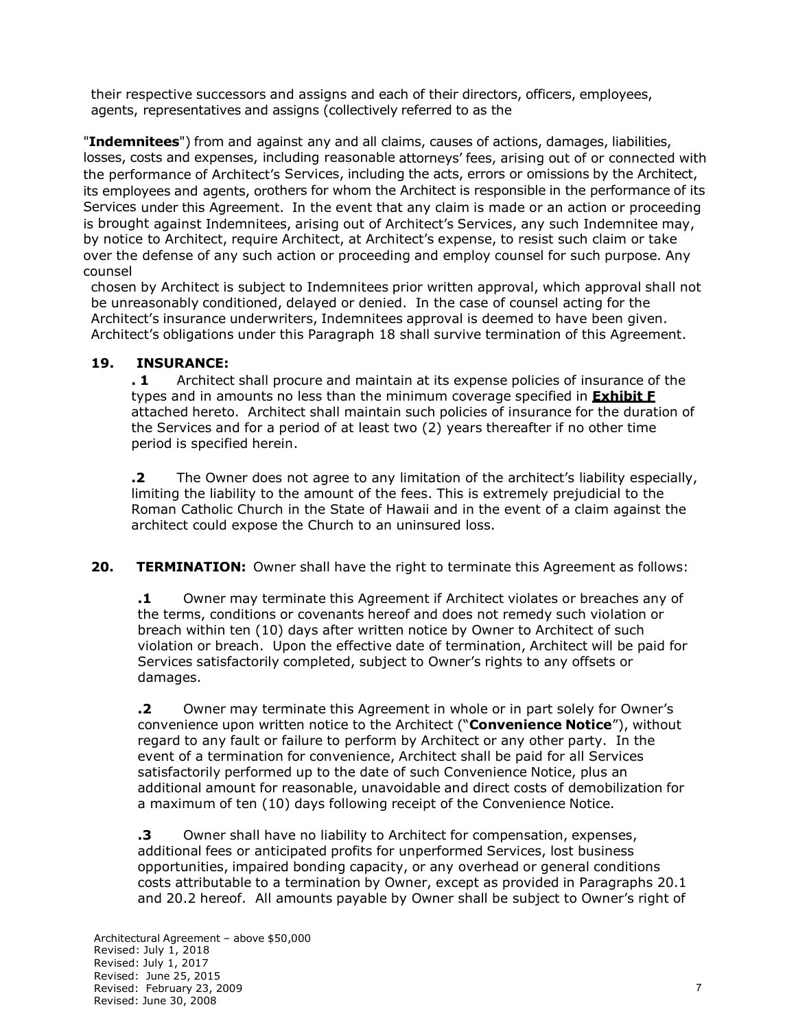their respective successors and assigns and each of their directors, officers, employees, agents, representatives and assigns (collectively referred to as the

"**Indemnitees**") from and against any and all claims, causes of actions, damages, liabilities, losses, costs and expenses, including reasonable attorneys' fees, arising out of or connected with the performance of Architect's Services, including the acts, errors or omissions by the Architect, its employees and agents, orothers for whom the Architect is responsible in the performance of its Services under this Agreement. In the event that any claim is made or an action or proceeding is brought against Indemnitees, arising out of Architect's Services, any such Indemnitee may, by notice to Architect, require Architect, at Architect's expense, to resist such claim or take over the defense of any such action or proceeding and employ counsel for such purpose. Any counsel chosen by Architect is subject to Indemnitees prior written approval, which approval shall not be unreasonably conditioned, delayed or denied. In the case of counsel acting for the Architect's insurance underwriters, Indemnitees approval is deemed to have been given. Architect's obligations under this Paragraph 18 shall survive termination of this Agreement.

**19. INSURANCE:**

**. 1** Architect shall procure and maintain at its expense policies of insurance of the types and in amounts no less than the minimum coverage specified in **Exhibit F** attached hereto. Architect shall maintain such policies of insurance for the duration of the Services and for a period of at least two (2) years thereafter if no other time period is specified herein.

**.2** The Owner does not agree to any limitation of the architect's liability especially, limiting the liability to the amount of the fees. This is extremely prejudicial to the Roman Catholic Church in the State of Hawaii and in the event of a claim against the architect could expose the Church to an uninsured loss.

**20. TERMINATION:** Owner shall have the right to terminate this Agreement as follows:

**.1** Owner may terminate this Agreement if Architect violates or breaches any of the terms, conditions or covenants hereof and does not remedy such violation or breach within ten (10) days after written notice by Owner to Architect of such violation or breach. Upon the effective date of termination, Architect will be paid for Services satisfactorily completed, subject to Owner's rights to any offsets or damages.

**.2** Owner may terminate this Agreement in whole or in part solely for Owner's convenience upon written notice to the Architect ("**Convenience Notice**"), without regard to any fault or failure to perform by Architect or any other party. In the event of a termination for convenience, Architect shall be paid for all Services satisfactorily performed up to the date of such Convenience Notice, plus an additional amount for reasonable, unavoidable and direct costs of demobilization for a maximum of ten (10) days following receipt of the Convenience Notice.

**.3** Owner shall have no liability to Architect for compensation, expenses, additional fees or anticipated profits for unperformed Services, lost business opportunities, impaired bonding capacity, or any overhead or general conditions costs attributable to a termination by Owner, except as provided in Paragraphs 20.1 and 20.2 hereof. All amounts payable by Owner shall be subject to Owner's right of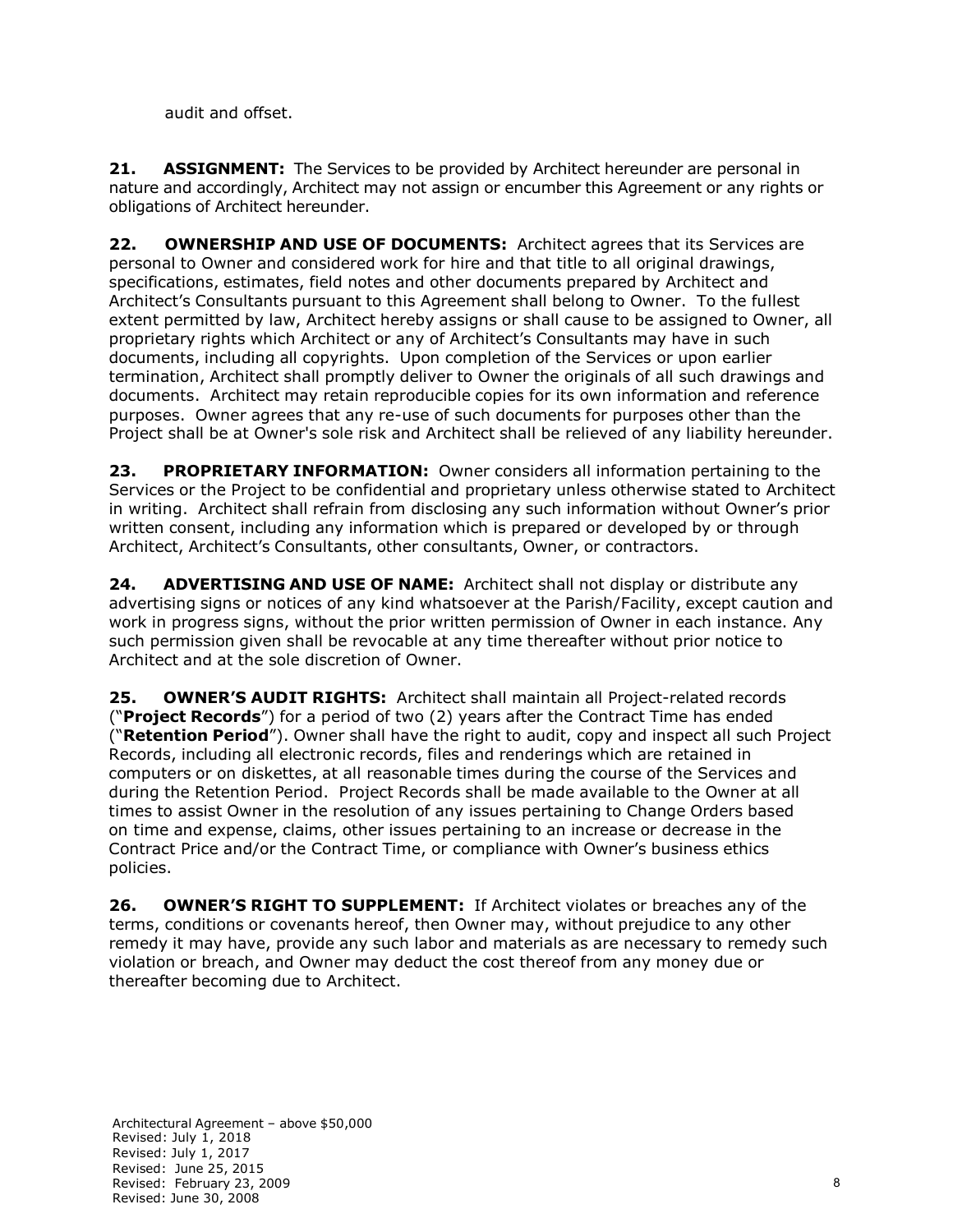audit and offset.

**21. ASSIGNMENT:** The Services to be provided by Architect hereunder are personal in nature and accordingly, Architect may not assign or encumber this Agreement or any rights or obligations of Architect hereunder.

**22. OWNERSHIP AND USE OF DOCUMENTS:** Architect agrees that its Services are personal to Owner and considered work for hire and that title to all original drawings, specifications, estimates, field notes and other documents prepared by Architect and Architect's Consultants pursuant to this Agreement shall belong to Owner. To the fullest extent permitted by law, Architect hereby assigns or shall cause to be assigned to Owner, all proprietary rights which Architect or any of Architect's Consultants may have in such documents, including all copyrights. Upon completion of the Services or upon earlier termination, Architect shall promptly deliver to Owner the originals of all such drawings and documents. Architect may retain reproducible copies for its own information and reference purposes. Owner agrees that any re-use of such documents for purposes other than the Project shall be at Owner's sole risk and Architect shall be relieved of any liability hereunder.

**23. PROPRIETARY INFORMATION:** Owner considers all information pertaining to the Services or the Project to be confidential and proprietary unless otherwise stated to Architect in writing. Architect shall refrain from disclosing any such information without Owner's prior written consent, including any information which is prepared or developed by or through Architect, Architect's Consultants, other consultants, Owner, or contractors.

**24. ADVERTISING AND USE OF NAME:** Architect shall not display or distribute any advertising signs or notices of any kind whatsoever at the Parish/Facility, except caution and work in progress signs, without the prior written permission of Owner in each instance. Any such permission given shall be revocable at any time thereafter without prior notice to Architect and at the sole discretion of Owner.

**25. OWNER'S AUDIT RIGHTS:** Architect shall maintain all Project-related records ("**Project Records**") for a period of two (2) years after the Contract Time has ended ("**Retention Period**"). Owner shall have the right to audit, copy and inspect all such Project Records, including all electronic records, files and renderings which are retained in computers or on diskettes, at all reasonable times during the course of the Services and during the Retention Period. Project Records shall be made available to the Owner at all times to assist Owner in the resolution of any issues pertaining to Change Orders based on time and expense, claims, other issues pertaining to an increase or decrease in the Contract Price and/or the Contract Time, or compliance with Owner's business ethics policies.

**26. OWNER'S RIGHT TO SUPPLEMENT:** If Architect violates or breaches any of the terms, conditions or covenants hereof, then Owner may, without prejudice to any other remedy it may have, provide any such labor and materials as are necessary to remedy such violation or breach, and Owner may deduct the cost thereof from any money due or thereafter becoming due to Architect.

Architectural Agreement – above $50,000
Revised: July 1, 2018
Revised: July 1, 2017
Revised: June 25, 2015
Revised: February 23, 2009
Revised: June 30, 2008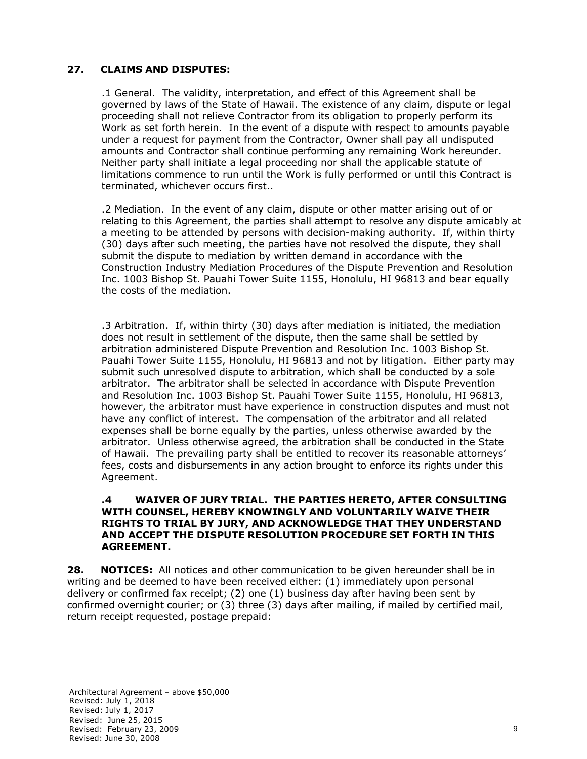**27. CLAIMS AND DISPUTES:**

.1 General. The validity, interpretation, and effect of this Agreement shall be governed by laws of the State of Hawaii. The existence of any claim, dispute or legal proceeding shall not relieve Contractor from its obligation to properly perform its Work as set forth herein. In the event of a dispute with respect to amounts payable under a request for payment from the Contractor, Owner shall pay all undisputed amounts and Contractor shall continue performing any remaining Work hereunder. Neither party shall initiate a legal proceeding nor shall the applicable statute of limitations commence to run until the Work is fully performed or until this Contract is terminated, whichever occurs first..

.2 Mediation. In the event of any claim, dispute or other matter arising out of or relating to this Agreement, the parties shall attempt to resolve any dispute amicably at a meeting to be attended by persons with decision-making authority. If, within thirty (30) days after such meeting, the parties have not resolved the dispute, they shall submit the dispute to mediation by written demand in accordance with the Construction Industry Mediation Procedures of the Dispute Prevention and Resolution Inc. 1003 Bishop St. Pauahi Tower Suite 1155, Honolulu, HI 96813 and bear equally the costs of the mediation.

.3 Arbitration. If, within thirty (30) days after mediation is initiated, the mediation does not result in settlement of the dispute, then the same shall be settled by arbitration administered Dispute Prevention and Resolution Inc. 1003 Bishop St. Pauahi Tower Suite 1155, Honolulu, HI 96813 and not by litigation. Either party may submit such unresolved dispute to arbitration, which shall be conducted by a sole arbitrator. The arbitrator shall be selected in accordance with Dispute Prevention and Resolution Inc. 1003 Bishop St. Pauahi Tower Suite 1155, Honolulu, HI 96813, however, the arbitrator must have experience in construction disputes and must not have any conflict of interest. The compensation of the arbitrator and all related expenses shall be borne equally by the parties, unless otherwise awarded by the arbitrator. Unless otherwise agreed, the arbitration shall be conducted in the State of Hawaii. The prevailing party shall be entitled to recover its reasonable attorneys' fees, costs and disbursements in any action brought to enforce its rights under this Agreement.

**.4 WAIVER OF JURY TRIAL. THE PARTIES HERETO, AFTER CONSULTING WITH COUNSEL, HEREBY KNOWINGLY AND VOLUNTARILY WAIVE THEIR RIGHTS TO TRIAL BY JURY, AND ACKNOWLEDGE THAT THEY UNDERSTAND AND ACCEPT THE DISPUTE RESOLUTION PROCEDURE SET FORTH IN THIS AGREEMENT.**

**28. NOTICES:** All notices and other communication to be given hereunder shall be in writing and be deemed to have been received either: (1) immediately upon personal delivery or confirmed fax receipt; (2) one (1) business day after having been sent by confirmed overnight courier; or (3) three (3) days after mailing, if mailed by certified mail, return receipt requested, postage prepaid: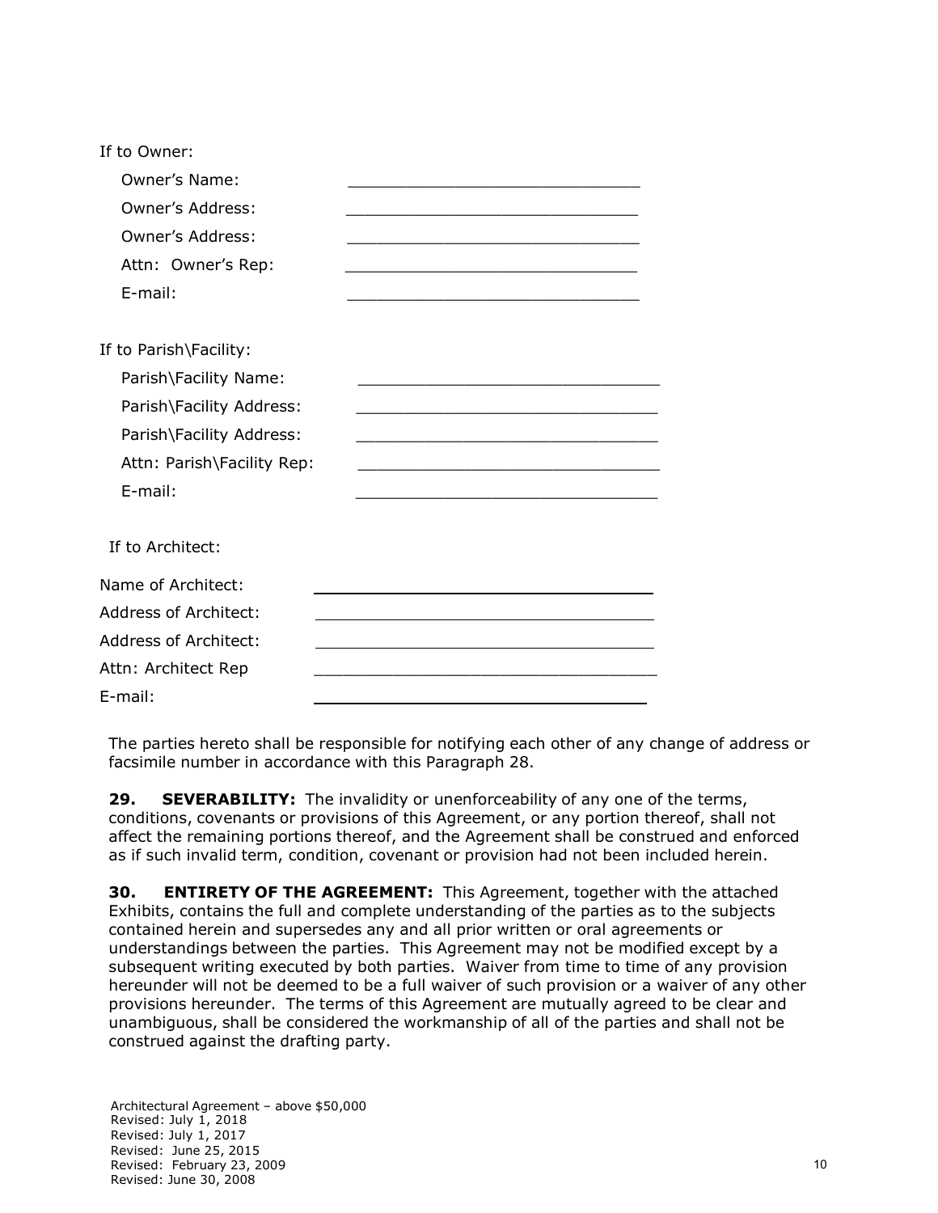If to Owner:

Owner's Name: ______________________________

Owner's Address: ______________________________

Owner's Address: ______________________________

Attn: Owner's Rep: ______________________________

E-mail: ______________________________

If to Parish\Facility:

Parish\Facility Name: ______________________________

Parish\Facility Address: ______________________________

Parish\Facility Address: ______________________________

Attn: Parish\Facility Rep: ______________________________

E-mail: ______________________________

If to Architect:

Name of Architect: ______________________________

Address of Architect: ______________________________

Address of Architect: ______________________________

Attn: Architect Rep ______________________________

E-mail: ______________________________

The parties hereto shall be responsible for notifying each other of any change of address or facsimile number in accordance with this Paragraph 28.

**29. SEVERABILITY:** The invalidity or unenforceability of any one of the terms, conditions, covenants or provisions of this Agreement, or any portion thereof, shall not affect the remaining portions thereof, and the Agreement shall be construed and enforced as if such invalid term, condition, covenant or provision had not been included herein.

**30. ENTIRETY OF THE AGREEMENT:** This Agreement, together with the attached Exhibits, contains the full and complete understanding of the parties as to the subjects contained herein and supersedes any and all prior written or oral agreements or understandings between the parties. This Agreement may not be modified except by a subsequent writing executed by both parties. Waiver from time to time of any provision hereunder will not be deemed to be a full waiver of such provision or a waiver of any other provisions hereunder. The terms of this Agreement are mutually agreed to be clear and unambiguous, shall be considered the workmanship of all of the parties and shall not be construed against the drafting party.

Architectural Agreement – above $50,000
Revised: July 1, 2018
Revised: July 1, 2017
Revised: June 25, 2015
Revised: February 23, 2009
Revised: June 30, 2008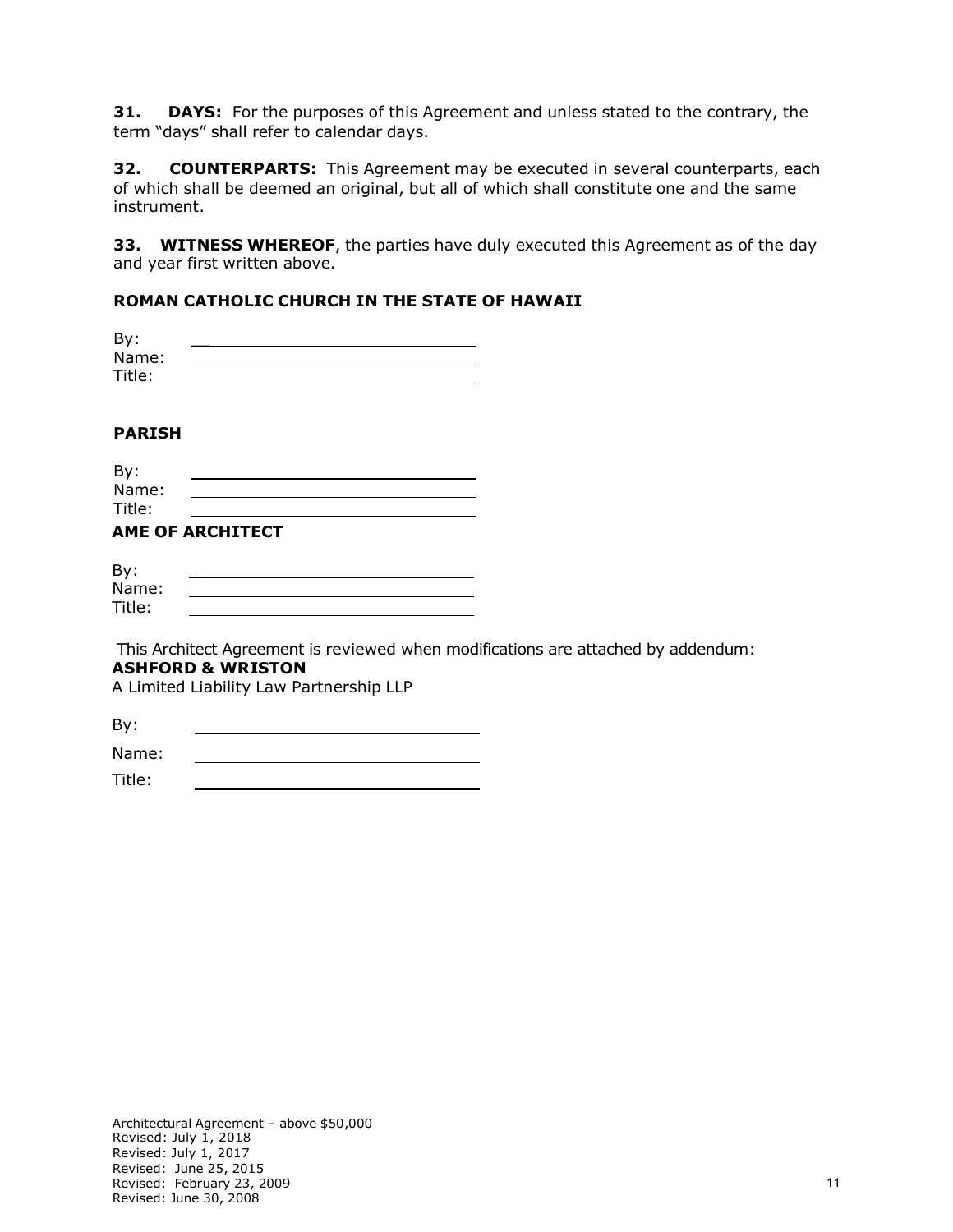**31. DAYS:** For the purposes of this Agreement and unless stated to the contrary, the term "days" shall refer to calendar days.

**32. COUNTERPARTS:** This Agreement may be executed in several counterparts, each of which shall be deemed an original, but all of which shall constitute one and the same instrument.

**33. WITNESS WHEREOF**, the parties have duly executed this Agreement as of the day and year first written above.

**ROMAN CATHOLIC CHURCH IN THE STATE OF HAWAII**

By: ______________________________
Name: ______________________________
Title: ______________________________

**PARISH**

By: ______________________________
Name: ______________________________
Title: ______________________________

**AME OF ARCHITECT**

By: ______________________________
Name: ______________________________
Title: ______________________________

This Architect Agreement is reviewed when modifications are attached by addendum:
**ASHFORD & WRISTON**
A Limited Liability Law Partnership LLP

By: ______________________________

Name: ______________________________

Title: ______________________________

Architectural Agreement – above $50,000
Revised: July 1, 2018
Revised: July 1, 2017
Revised: June 25, 2015
Revised: February 23, 2009
Revised: June 30, 2008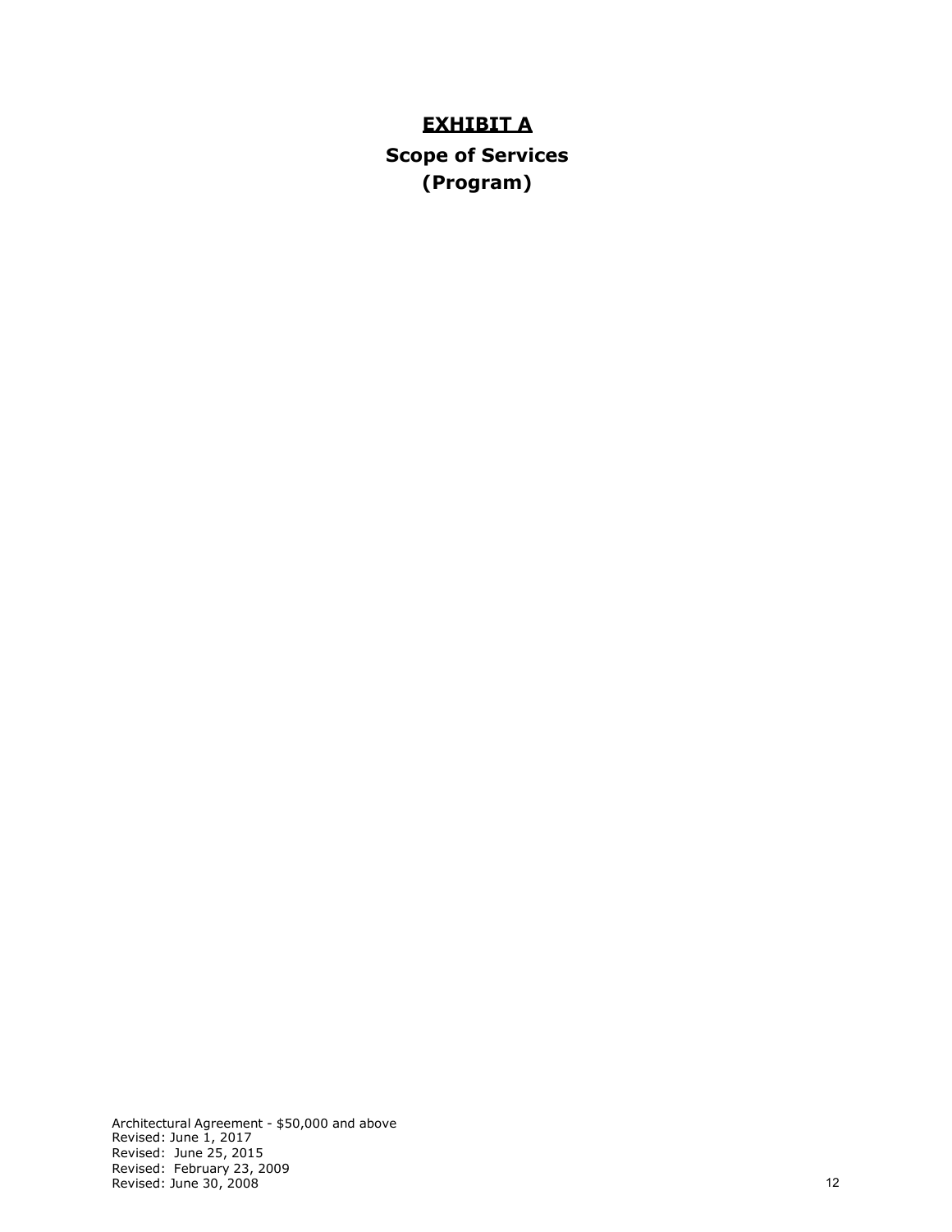# EXHIBIT A

## Scope of Services
## (Program)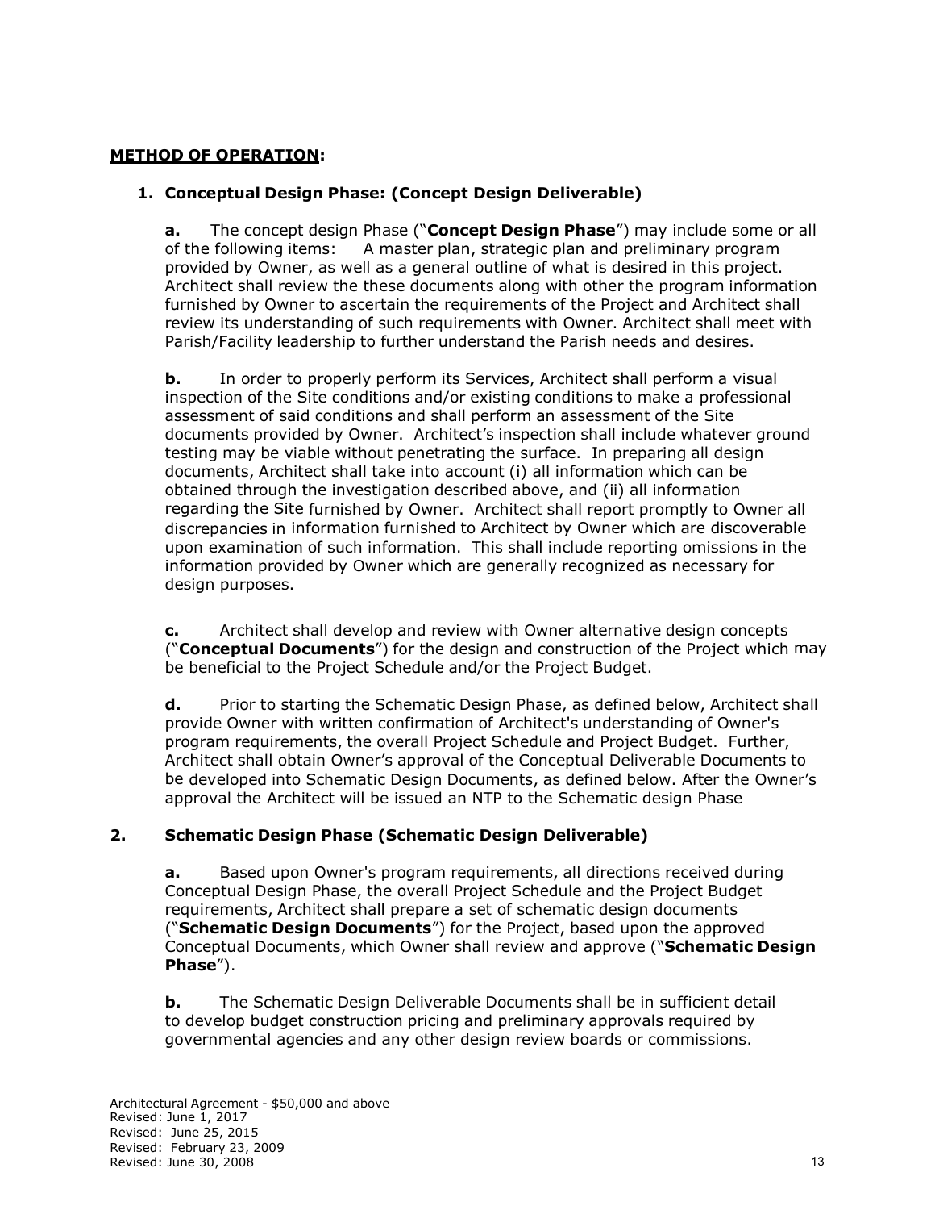**METHOD OF OPERATION:**

1. **Conceptual Design Phase: (Concept Design Deliverable)**

**a.** The concept design Phase ("**Concept Design Phase**") may include some or all of the following items: A master plan, strategic plan and preliminary program provided by Owner, as well as a general outline of what is desired in this project. Architect shall review the these documents along with other the program information furnished by Owner to ascertain the requirements of the Project and Architect shall review its understanding of such requirements with Owner. Architect shall meet with Parish/Facility leadership to further understand the Parish needs and desires.

**b.** In order to properly perform its Services, Architect shall perform a visual inspection of the Site conditions and/or existing conditions to make a professional assessment of said conditions and shall perform an assessment of the Site documents provided by Owner. Architect's inspection shall include whatever ground testing may be viable without penetrating the surface. In preparing all design documents, Architect shall take into account (i) all information which can be obtained through the investigation described above, and (ii) all information regarding the Site furnished by Owner. Architect shall report promptly to Owner all discrepancies in information furnished to Architect by Owner which are discoverable upon examination of such information. This shall include reporting omissions in the information provided by Owner which are generally recognized as necessary for design purposes.

**c.** Architect shall develop and review with Owner alternative design concepts ("**Conceptual Documents**") for the design and construction of the Project which may be beneficial to the Project Schedule and/or the Project Budget.

**d.** Prior to starting the Schematic Design Phase, as defined below, Architect shall provide Owner with written confirmation of Architect's understanding of Owner's program requirements, the overall Project Schedule and Project Budget. Further, Architect shall obtain Owner's approval of the Conceptual Deliverable Documents to be developed into Schematic Design Documents, as defined below. After the Owner's approval the Architect will be issued an NTP to the Schematic design Phase

2. **Schematic Design Phase (Schematic Design Deliverable)**

**a.** Based upon Owner's program requirements, all directions received during Conceptual Design Phase, the overall Project Schedule and the Project Budget requirements, Architect shall prepare a set of schematic design documents ("**Schematic Design Documents**") for the Project, based upon the approved Conceptual Documents, which Owner shall review and approve ("**Schematic Design Phase**").

**b.** The Schematic Design Deliverable Documents shall be in sufficient detail to develop budget construction pricing and preliminary approvals required by governmental agencies and any other design review boards or commissions.

Architectural Agreement - $50,000 and above
Revised: June 1, 2017
Revised: June 25, 2015
Revised: February 23, 2009
Revised: June 30, 2008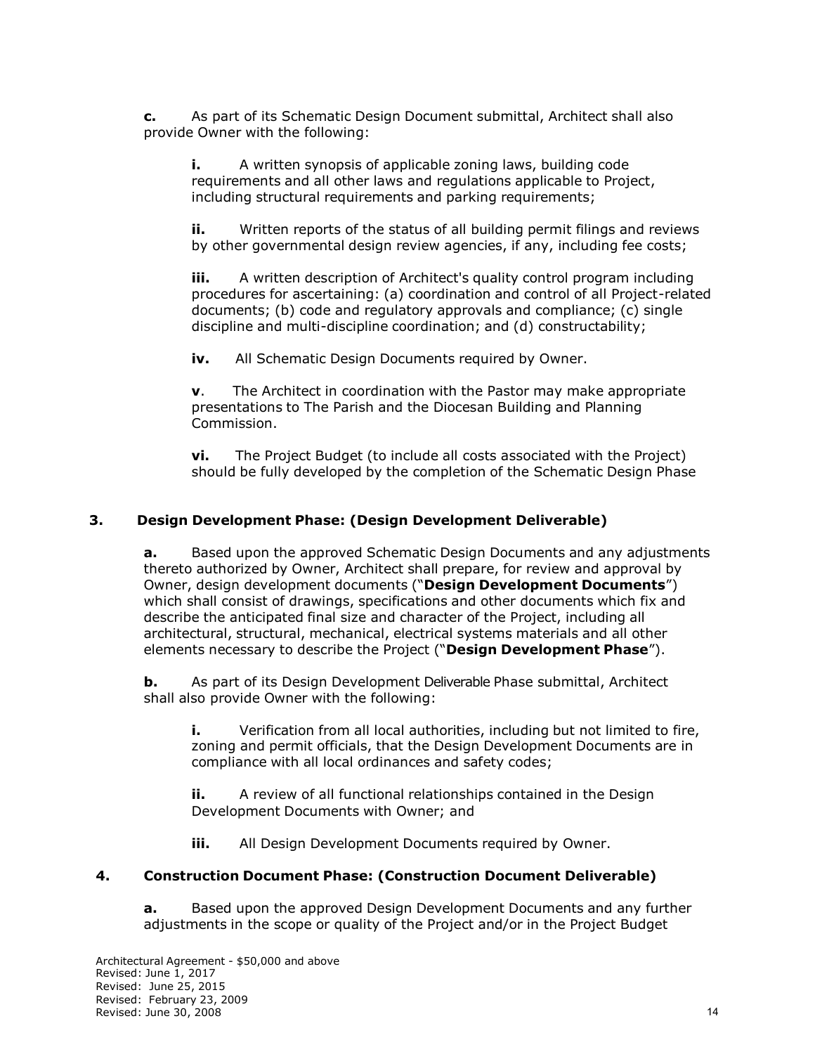**c.** As part of its Schematic Design Document submittal, Architect shall also provide Owner with the following:

> **i.** A written synopsis of applicable zoning laws, building code requirements and all other laws and regulations applicable to Project, including structural requirements and parking requirements;
>
> **ii.** Written reports of the status of all building permit filings and reviews by other governmental design review agencies, if any, including fee costs;
>
> **iii.** A written description of Architect's quality control program including procedures for ascertaining: (a) coordination and control of all Project-related documents; (b) code and regulatory approvals and compliance; (c) single discipline and multi-discipline coordination; and (d) constructability;
>
> **iv.** All Schematic Design Documents required by Owner.
>
> **v**. The Architect in coordination with the Pastor may make appropriate presentations to The Parish and the Diocesan Building and Planning Commission.
>
> **vi.** The Project Budget (to include all costs associated with the Project) should be fully developed by the completion of the Schematic Design Phase

### 3. Design Development Phase: (Design Development Deliverable)

**a.** Based upon the approved Schematic Design Documents and any adjustments thereto authorized by Owner, Architect shall prepare, for review and approval by Owner, design development documents ("**Design Development Documents**") which shall consist of drawings, specifications and other documents which fix and describe the anticipated final size and character of the Project, including all architectural, structural, mechanical, electrical systems materials and all other elements necessary to describe the Project ("**Design Development Phase**").

**b.** As part of its Design Development Deliverable Phase submittal, Architect shall also provide Owner with the following:

> **i.** Verification from all local authorities, including but not limited to fire, zoning and permit officials, that the Design Development Documents are in compliance with all local ordinances and safety codes;
>
> **ii.** A review of all functional relationships contained in the Design Development Documents with Owner; and
>
> **iii.** All Design Development Documents required by Owner.

### 4. Construction Document Phase: (Construction Document Deliverable)

**a.** Based upon the approved Design Development Documents and any further adjustments in the scope or quality of the Project and/or in the Project Budget

Architectural Agreement - $50,000 and above
Revised: June 1, 2017
Revised: June 25, 2015
Revised: February 23, 2009
Revised: June 30, 2008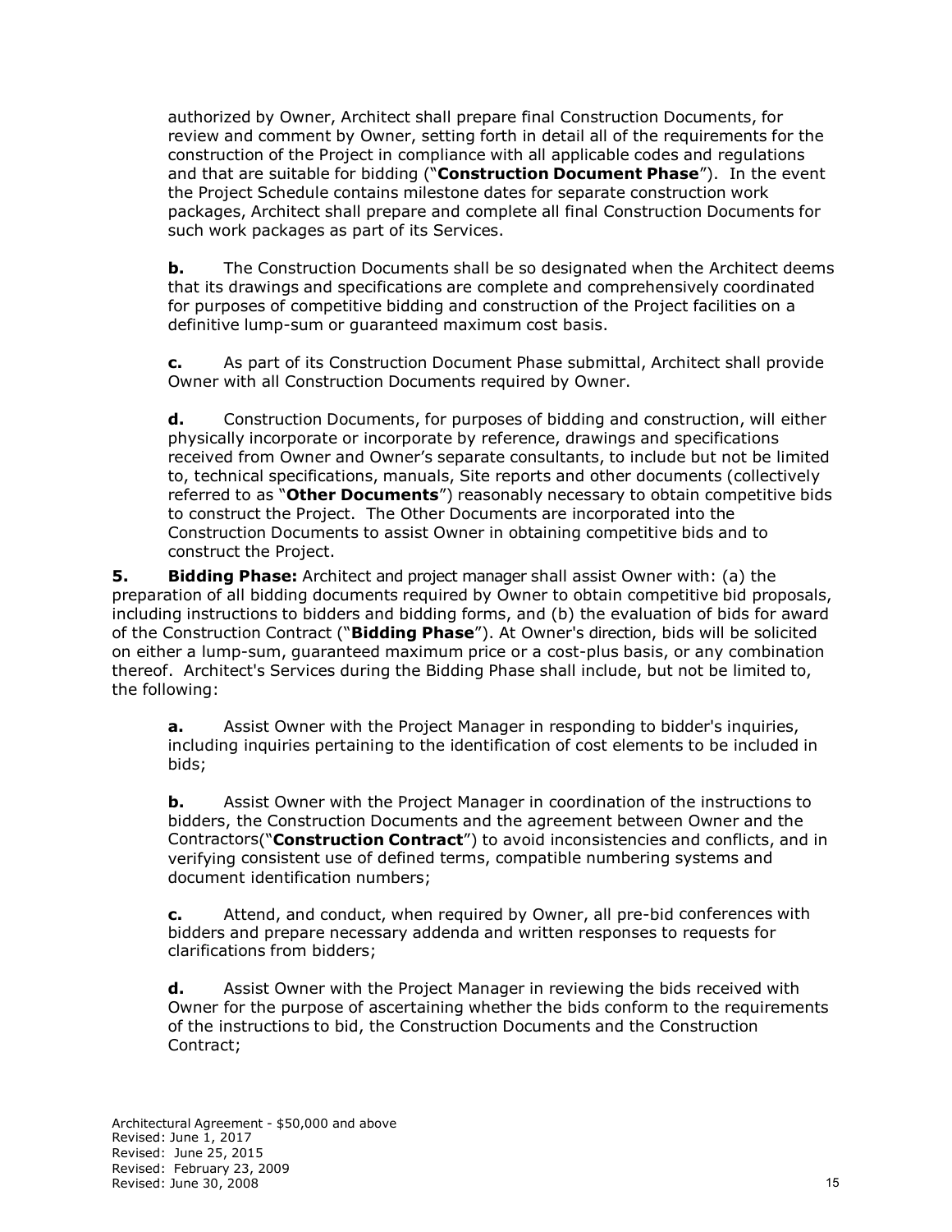authorized by Owner, Architect shall prepare final Construction Documents, for review and comment by Owner, setting forth in detail all of the requirements for the construction of the Project in compliance with all applicable codes and regulations and that are suitable for bidding ("**Construction Document Phase**"). In the event the Project Schedule contains milestone dates for separate construction work packages, Architect shall prepare and complete all final Construction Documents for such work packages as part of its Services.

**b.** The Construction Documents shall be so designated when the Architect deems that its drawings and specifications are complete and comprehensively coordinated for purposes of competitive bidding and construction of the Project facilities on a definitive lump-sum or guaranteed maximum cost basis.

**c.** As part of its Construction Document Phase submittal, Architect shall provide Owner with all Construction Documents required by Owner.

**d.** Construction Documents, for purposes of bidding and construction, will either physically incorporate or incorporate by reference, drawings and specifications received from Owner and Owner's separate consultants, to include but not be limited to, technical specifications, manuals, Site reports and other documents (collectively referred to as "**Other Documents**") reasonably necessary to obtain competitive bids to construct the Project. The Other Documents are incorporated into the Construction Documents to assist Owner in obtaining competitive bids and to construct the Project.

**5. Bidding Phase:** Architect and project manager shall assist Owner with: (a) the preparation of all bidding documents required by Owner to obtain competitive bid proposals, including instructions to bidders and bidding forms, and (b) the evaluation of bids for award of the Construction Contract ("**Bidding Phase**"). At Owner's direction, bids will be solicited on either a lump-sum, guaranteed maximum price or a cost-plus basis, or any combination thereof. Architect's Services during the Bidding Phase shall include, but not be limited to, the following:

**a.** Assist Owner with the Project Manager in responding to bidder's inquiries, including inquiries pertaining to the identification of cost elements to be included in bids;

**b.** Assist Owner with the Project Manager in coordination of the instructions to bidders, the Construction Documents and the agreement between Owner and the Contractors("**Construction Contract**") to avoid inconsistencies and conflicts, and in verifying consistent use of defined terms, compatible numbering systems and document identification numbers;

**c.** Attend, and conduct, when required by Owner, all pre-bid conferences with bidders and prepare necessary addenda and written responses to requests for clarifications from bidders;

**d.** Assist Owner with the Project Manager in reviewing the bids received with Owner for the purpose of ascertaining whether the bids conform to the requirements of the instructions to bid, the Construction Documents and the Construction Contract;

Architectural Agreement - $50,000 and above
Revised: June 1, 2017
Revised: June 25, 2015
Revised: February 23, 2009
Revised: June 30, 2008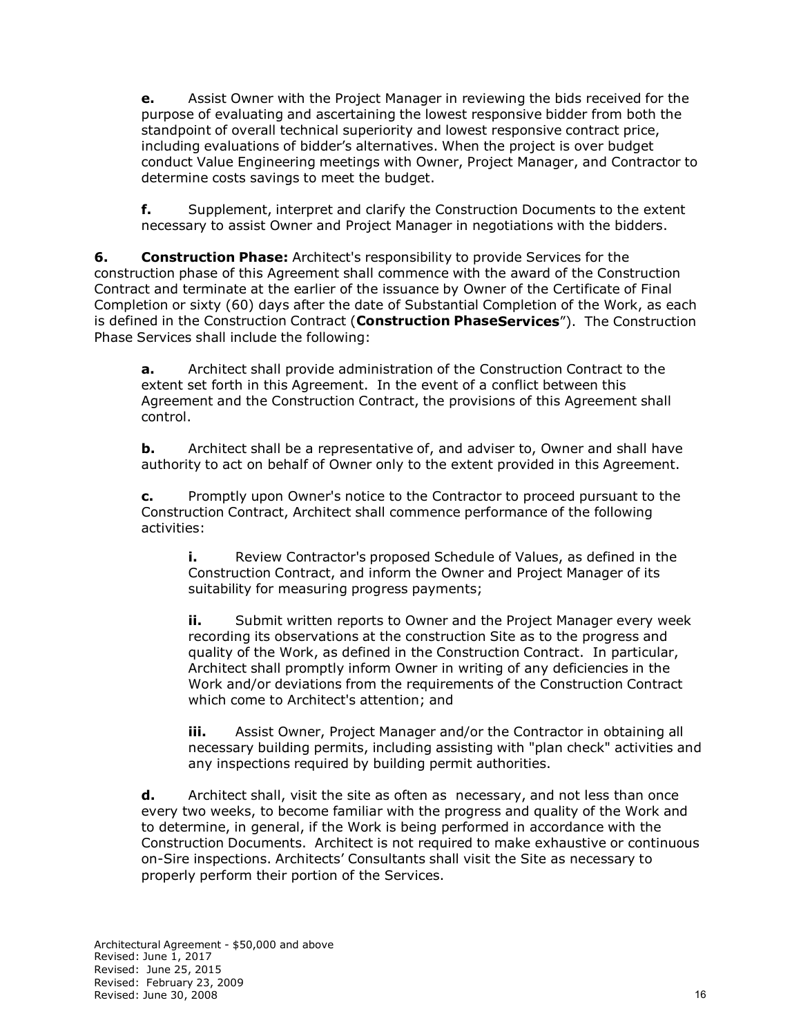**e.** Assist Owner with the Project Manager in reviewing the bids received for the purpose of evaluating and ascertaining the lowest responsive bidder from both the standpoint of overall technical superiority and lowest responsive contract price, including evaluations of bidder's alternatives. When the project is over budget conduct Value Engineering meetings with Owner, Project Manager, and Contractor to determine costs savings to meet the budget.

**f.** Supplement, interpret and clarify the Construction Documents to the extent necessary to assist Owner and Project Manager in negotiations with the bidders.

**6. Construction Phase:** Architect's responsibility to provide Services for the construction phase of this Agreement shall commence with the award of the Construction Contract and terminate at the earlier of the issuance by Owner of the Certificate of Final Completion or sixty (60) days after the date of Substantial Completion of the Work, as each is defined in the Construction Contract (**Construction PhaseServices**"). The Construction Phase Services shall include the following:

**a.** Architect shall provide administration of the Construction Contract to the extent set forth in this Agreement. In the event of a conflict between this Agreement and the Construction Contract, the provisions of this Agreement shall control.

**b.** Architect shall be a representative of, and adviser to, Owner and shall have authority to act on behalf of Owner only to the extent provided in this Agreement.

**c.** Promptly upon Owner's notice to the Contractor to proceed pursuant to the Construction Contract, Architect shall commence performance of the following activities:

**i.** Review Contractor's proposed Schedule of Values, as defined in the Construction Contract, and inform the Owner and Project Manager of its suitability for measuring progress payments;

**ii.** Submit written reports to Owner and the Project Manager every week recording its observations at the construction Site as to the progress and quality of the Work, as defined in the Construction Contract. In particular, Architect shall promptly inform Owner in writing of any deficiencies in the Work and/or deviations from the requirements of the Construction Contract which come to Architect's attention; and

**iii.** Assist Owner, Project Manager and/or the Contractor in obtaining all necessary building permits, including assisting with "plan check" activities and any inspections required by building permit authorities.

**d.** Architect shall, visit the site as often as necessary, and not less than once every two weeks, to become familiar with the progress and quality of the Work and to determine, in general, if the Work is being performed in accordance with the Construction Documents. Architect is not required to make exhaustive or continuous on-Sire inspections. Architects' Consultants shall visit the Site as necessary to properly perform their portion of the Services.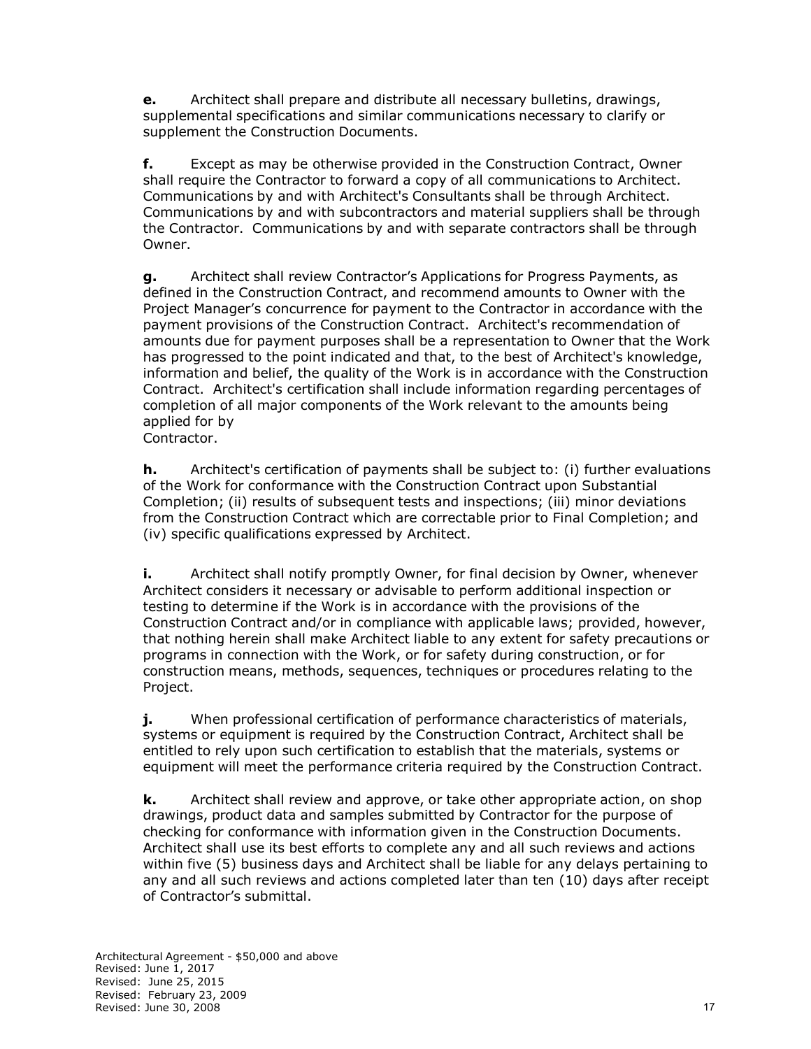**e.** Architect shall prepare and distribute all necessary bulletins, drawings, supplemental specifications and similar communications necessary to clarify or supplement the Construction Documents.

**f.** Except as may be otherwise provided in the Construction Contract, Owner shall require the Contractor to forward a copy of all communications to Architect. Communications by and with Architect's Consultants shall be through Architect. Communications by and with subcontractors and material suppliers shall be through the Contractor. Communications by and with separate contractors shall be through Owner.

**g.** Architect shall review Contractor's Applications for Progress Payments, as defined in the Construction Contract, and recommend amounts to Owner with the Project Manager's concurrence for payment to the Contractor in accordance with the payment provisions of the Construction Contract. Architect's recommendation of amounts due for payment purposes shall be a representation to Owner that the Work has progressed to the point indicated and that, to the best of Architect's knowledge, information and belief, the quality of the Work is in accordance with the Construction Contract. Architect's certification shall include information regarding percentages of completion of all major components of the Work relevant to the amounts being applied for by Contractor.

**h.** Architect's certification of payments shall be subject to: (i) further evaluations of the Work for conformance with the Construction Contract upon Substantial Completion; (ii) results of subsequent tests and inspections; (iii) minor deviations from the Construction Contract which are correctable prior to Final Completion; and (iv) specific qualifications expressed by Architect.

**i.** Architect shall notify promptly Owner, for final decision by Owner, whenever Architect considers it necessary or advisable to perform additional inspection or testing to determine if the Work is in accordance with the provisions of the Construction Contract and/or in compliance with applicable laws; provided, however, that nothing herein shall make Architect liable to any extent for safety precautions or programs in connection with the Work, or for safety during construction, or for construction means, methods, sequences, techniques or procedures relating to the Project.

**j.** When professional certification of performance characteristics of materials, systems or equipment is required by the Construction Contract, Architect shall be entitled to rely upon such certification to establish that the materials, systems or equipment will meet the performance criteria required by the Construction Contract.

**k.** Architect shall review and approve, or take other appropriate action, on shop drawings, product data and samples submitted by Contractor for the purpose of checking for conformance with information given in the Construction Documents. Architect shall use its best efforts to complete any and all such reviews and actions within five (5) business days and Architect shall be liable for any delays pertaining to any and all such reviews and actions completed later than ten (10) days after receipt of Contractor's submittal.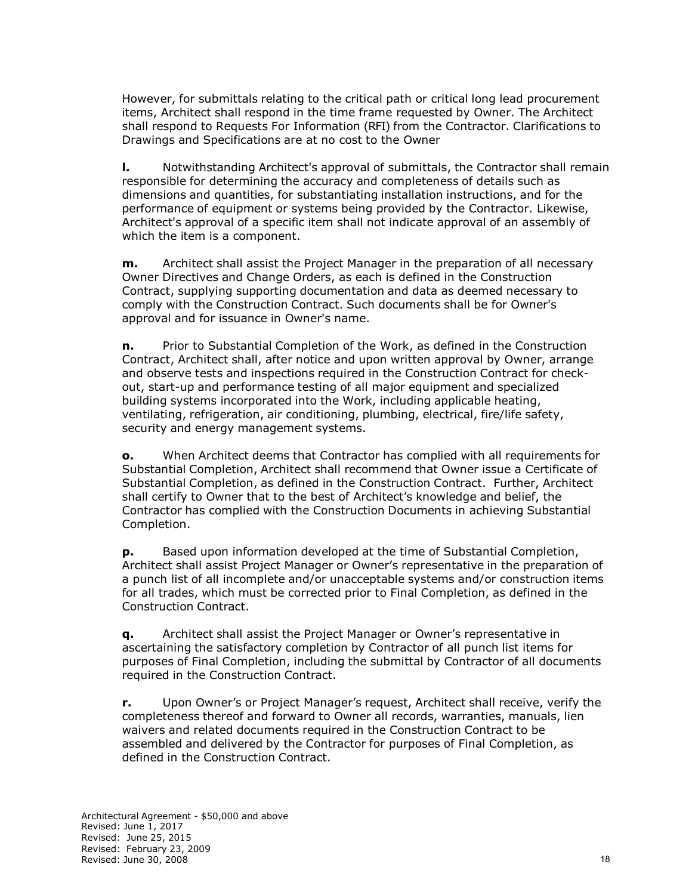However, for submittals relating to the critical path or critical long lead procurement items, Architect shall respond in the time frame requested by Owner. The Architect shall respond to Requests For Information (RFI) from the Contractor. Clarifications to Drawings and Specifications are at no cost to the Owner

**l.** Notwithstanding Architect's approval of submittals, the Contractor shall remain responsible for determining the accuracy and completeness of details such as dimensions and quantities, for substantiating installation instructions, and for the performance of equipment or systems being provided by the Contractor. Likewise, Architect's approval of a specific item shall not indicate approval of an assembly of which the item is a component.

**m.** Architect shall assist the Project Manager in the preparation of all necessary Owner Directives and Change Orders, as each is defined in the Construction Contract, supplying supporting documentation and data as deemed necessary to comply with the Construction Contract. Such documents shall be for Owner's approval and for issuance in Owner's name.

**n.** Prior to Substantial Completion of the Work, as defined in the Construction Contract, Architect shall, after notice and upon written approval by Owner, arrange and observe tests and inspections required in the Construction Contract for check-out, start-up and performance testing of all major equipment and specialized building systems incorporated into the Work, including applicable heating, ventilating, refrigeration, air conditioning, plumbing, electrical, fire/life safety, security and energy management systems.

**o.** When Architect deems that Contractor has complied with all requirements for Substantial Completion, Architect shall recommend that Owner issue a Certificate of Substantial Completion, as defined in the Construction Contract. Further, Architect shall certify to Owner that to the best of Architect's knowledge and belief, the Contractor has complied with the Construction Documents in achieving Substantial Completion.

**p.** Based upon information developed at the time of Substantial Completion, Architect shall assist Project Manager or Owner's representative in the preparation of a punch list of all incomplete and/or unacceptable systems and/or construction items for all trades, which must be corrected prior to Final Completion, as defined in the Construction Contract.

**q.** Architect shall assist the Project Manager or Owner's representative in ascertaining the satisfactory completion by Contractor of all punch list items for purposes of Final Completion, including the submittal by Contractor of all documents required in the Construction Contract.

**r.** Upon Owner's or Project Manager's request, Architect shall receive, verify the completeness thereof and forward to Owner all records, warranties, manuals, lien waivers and related documents required in the Construction Contract to be assembled and delivered by the Contractor for purposes of Final Completion, as defined in the Construction Contract.

Architectural Agreement - $50,000 and above
Revised: June 1, 2017
Revised: June 25, 2015
Revised: February 23, 2009
Revised: June 30, 2008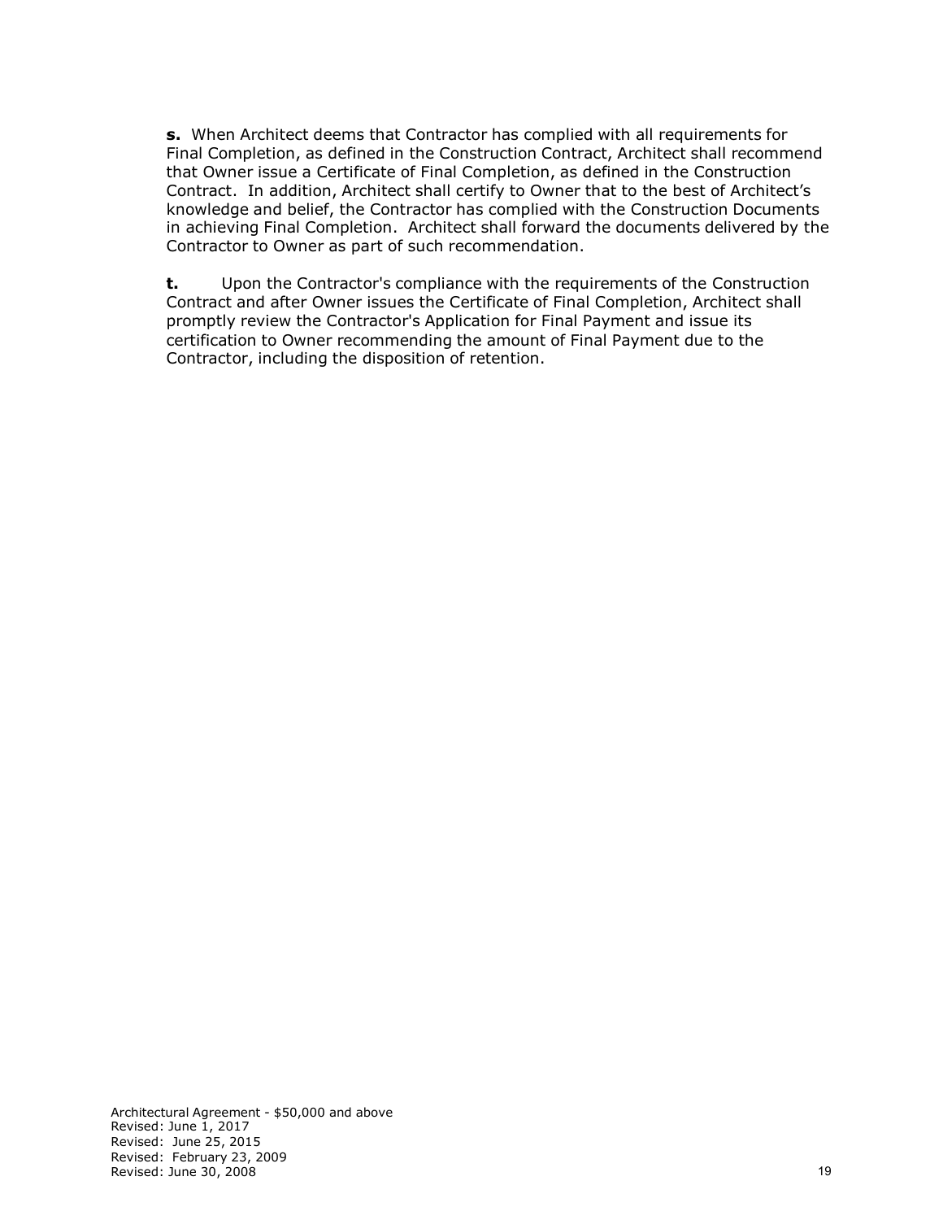**s.** When Architect deems that Contractor has complied with all requirements for Final Completion, as defined in the Construction Contract, Architect shall recommend that Owner issue a Certificate of Final Completion, as defined in the Construction Contract. In addition, Architect shall certify to Owner that to the best of Architect's knowledge and belief, the Contractor has complied with the Construction Documents in achieving Final Completion. Architect shall forward the documents delivered by the Contractor to Owner as part of such recommendation.

**t.** Upon the Contractor's compliance with the requirements of the Construction Contract and after Owner issues the Certificate of Final Completion, Architect shall promptly review the Contractor's Application for Final Payment and issue its certification to Owner recommending the amount of Final Payment due to the Contractor, including the disposition of retention.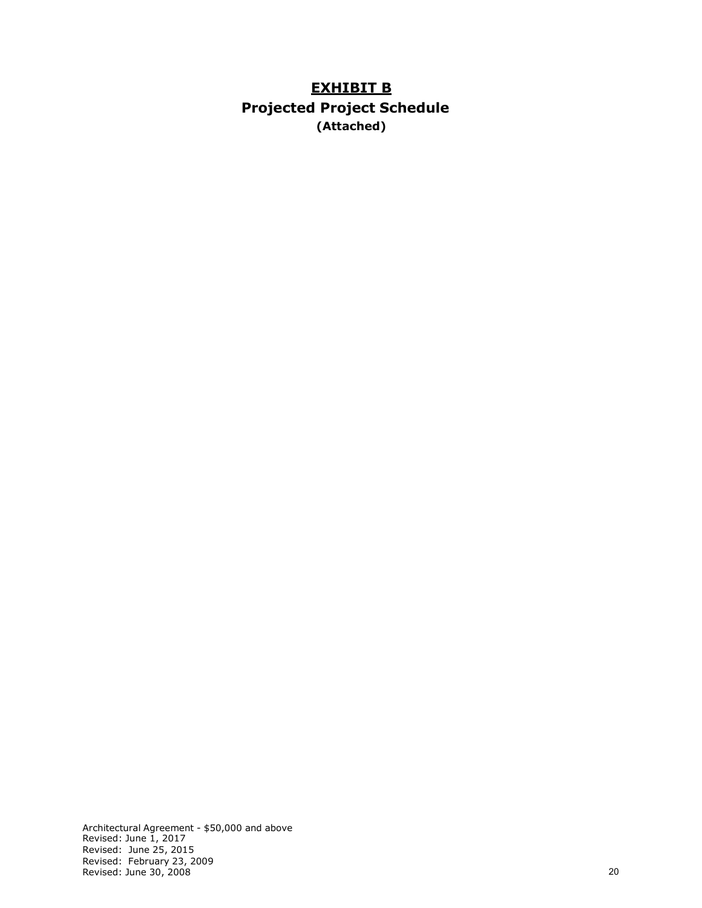# **EXHIBIT B**

## **Projected Project Schedule**

**(Attached)**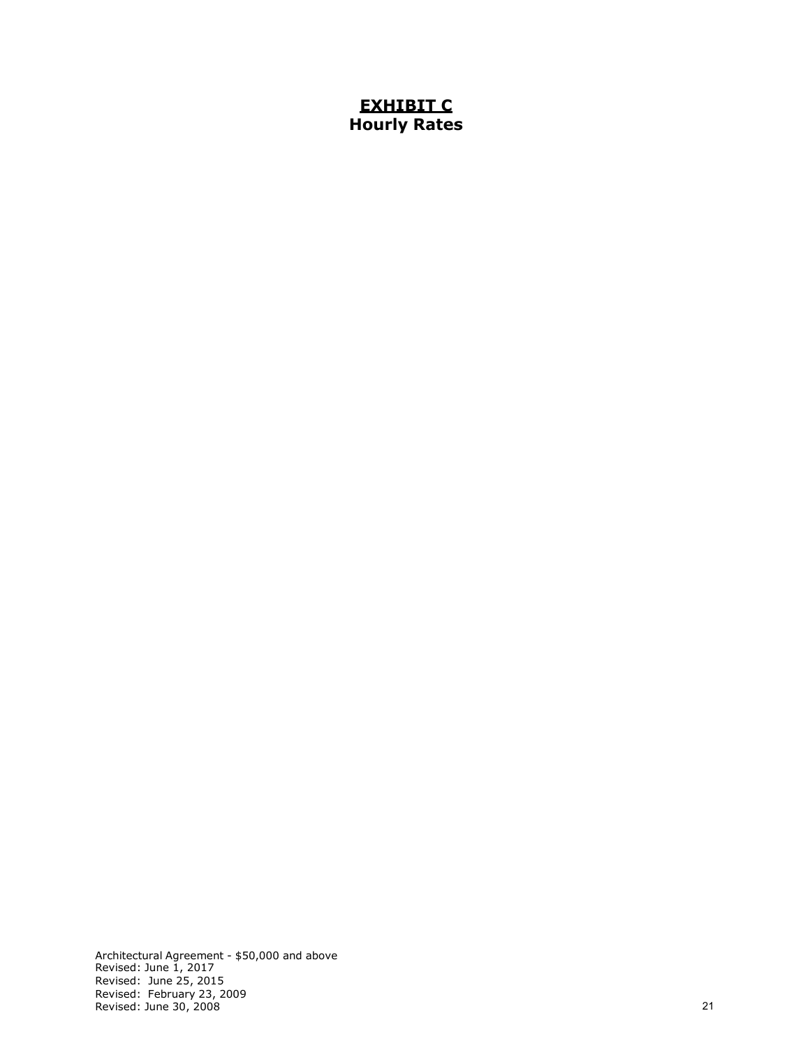# EXHIBIT C

## Hourly Rates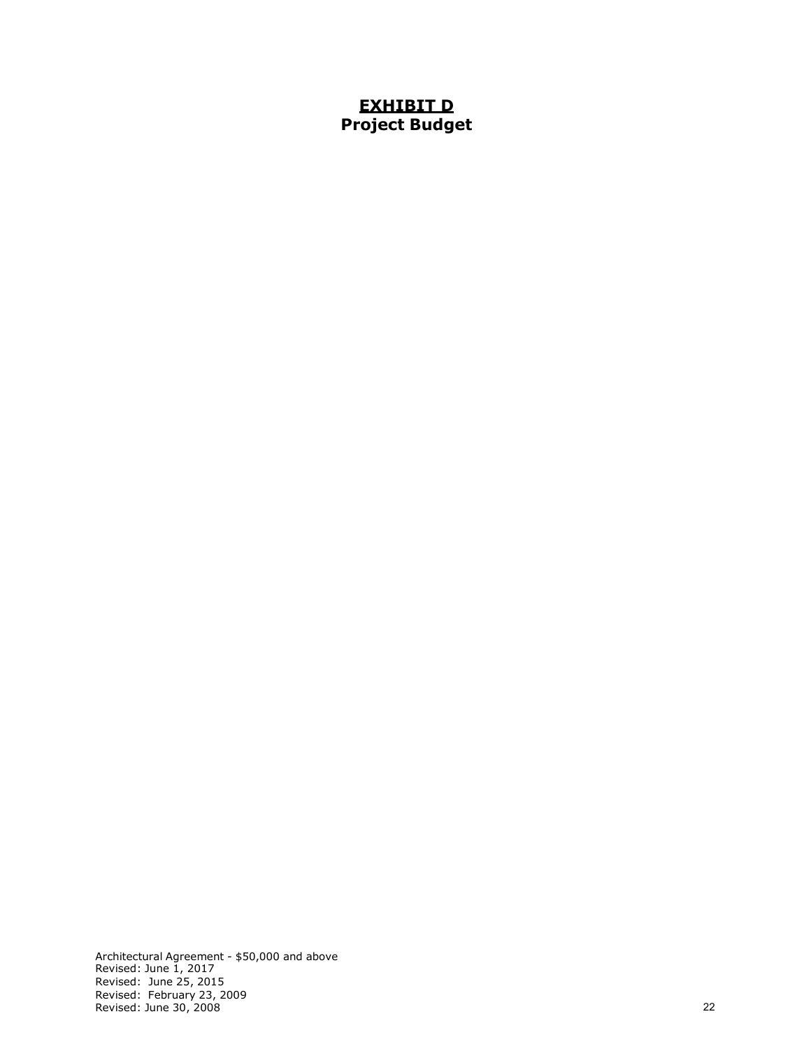# **EXHIBIT D**
## **Project Budget**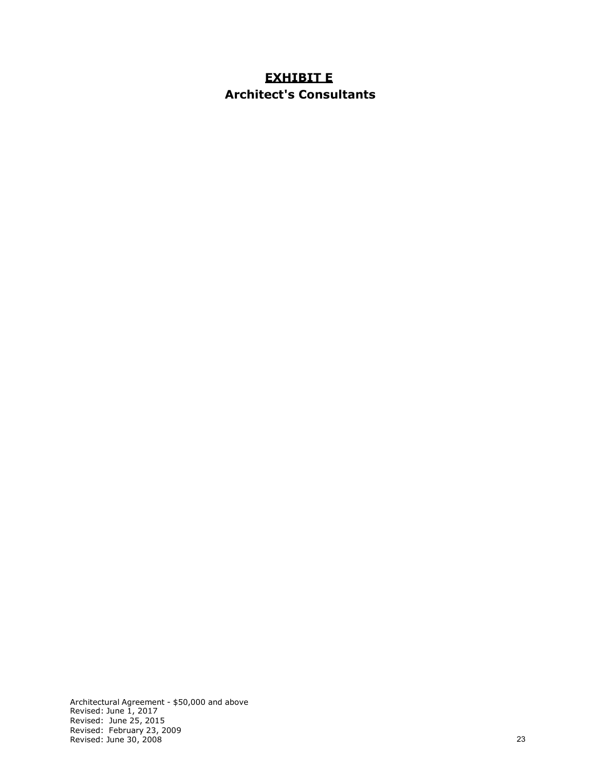# **<u>EXHIBIT E</u>**

## **Architect's Consultants**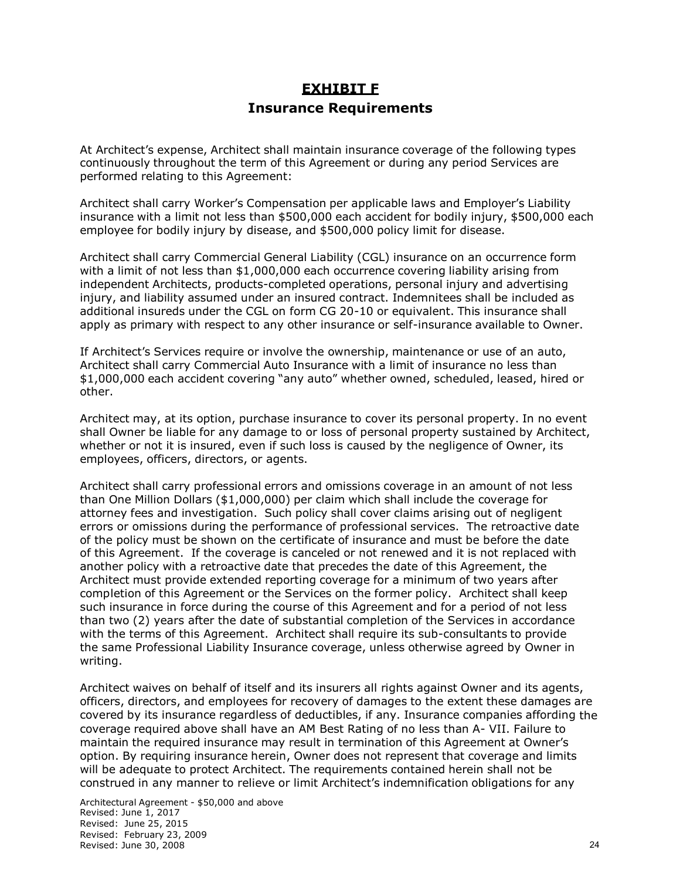# EXHIBIT F

## Insurance Requirements

At Architect's expense, Architect shall maintain insurance coverage of the following types continuously throughout the term of this Agreement or during any period Services are performed relating to this Agreement:

Architect shall carry Worker's Compensation per applicable laws and Employer's Liability insurance with a limit not less than $500,000 each accident for bodily injury, $500,000 each employee for bodily injury by disease, and $500,000 policy limit for disease.

Architect shall carry Commercial General Liability (CGL) insurance on an occurrence form with a limit of not less than $1,000,000 each occurrence covering liability arising from independent Architects, products-completed operations, personal injury and advertising injury, and liability assumed under an insured contract. Indemnitees shall be included as additional insureds under the CGL on form CG 20-10 or equivalent. This insurance shall apply as primary with respect to any other insurance or self-insurance available to Owner.

If Architect's Services require or involve the ownership, maintenance or use of an auto, Architect shall carry Commercial Auto Insurance with a limit of insurance no less than $1,000,000 each accident covering "any auto" whether owned, scheduled, leased, hired or other.

Architect may, at its option, purchase insurance to cover its personal property. In no event shall Owner be liable for any damage to or loss of personal property sustained by Architect, whether or not it is insured, even if such loss is caused by the negligence of Owner, its employees, officers, directors, or agents.

Architect shall carry professional errors and omissions coverage in an amount of not less than One Million Dollars ($1,000,000) per claim which shall include the coverage for attorney fees and investigation. Such policy shall cover claims arising out of negligent errors or omissions during the performance of professional services. The retroactive date of the policy must be shown on the certificate of insurance and must be before the date of this Agreement. If the coverage is canceled or not renewed and it is not replaced with another policy with a retroactive date that precedes the date of this Agreement, the Architect must provide extended reporting coverage for a minimum of two years after completion of this Agreement or the Services on the former policy. Architect shall keep such insurance in force during the course of this Agreement and for a period of not less than two (2) years after the date of substantial completion of the Services in accordance with the terms of this Agreement. Architect shall require its sub-consultants to provide the same Professional Liability Insurance coverage, unless otherwise agreed by Owner in writing.

Architect waives on behalf of itself and its insurers all rights against Owner and its agents, officers, directors, and employees for recovery of damages to the extent these damages are covered by its insurance regardless of deductibles, if any. Insurance companies affording the coverage required above shall have an AM Best Rating of no less than A- VII. Failure to maintain the required insurance may result in termination of this Agreement at Owner's option. By requiring insurance herein, Owner does not represent that coverage and limits will be adequate to protect Architect. The requirements contained herein shall not be construed in any manner to relieve or limit Architect's indemnification obligations for any

Architectural Agreement - $50,000 and above
Revised: June 1, 2017
Revised: June 25, 2015
Revised: February 23, 2009
Revised: June 30, 2008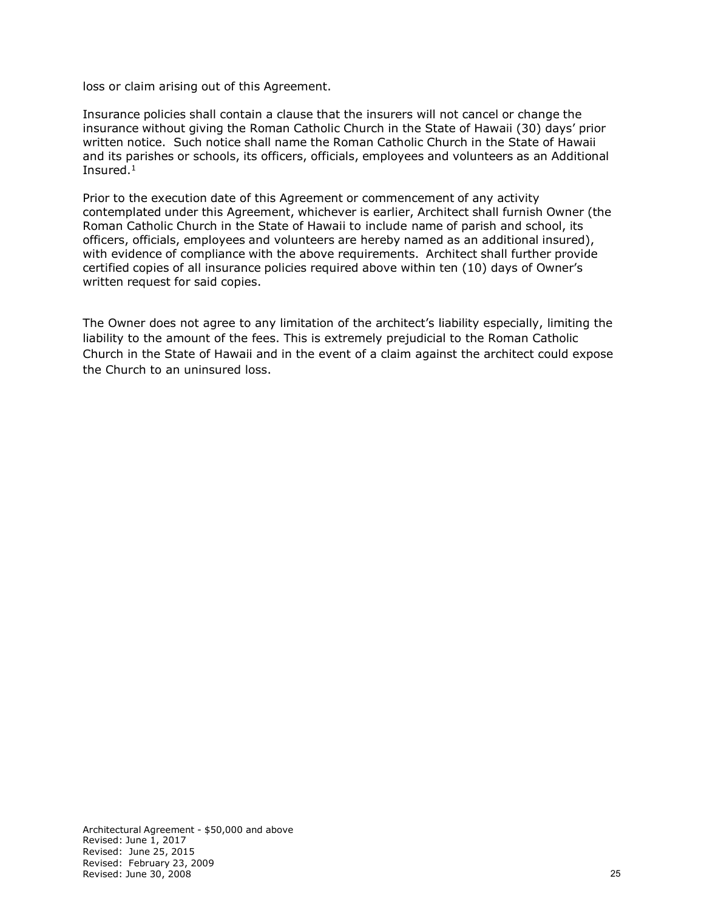loss or claim arising out of this Agreement.

Insurance policies shall contain a clause that the insurers will not cancel or change the insurance without giving the Roman Catholic Church in the State of Hawaii (30) days' prior written notice. Such notice shall name the Roman Catholic Church in the State of Hawaii and its parishes or schools, its officers, officials, employees and volunteers as an Additional Insured.[1]

Prior to the execution date of this Agreement or commencement of any activity contemplated under this Agreement, whichever is earlier, Architect shall furnish Owner (the Roman Catholic Church in the State of Hawaii to include name of parish and school, its officers, officials, employees and volunteers are hereby named as an additional insured), with evidence of compliance with the above requirements. Architect shall further provide certified copies of all insurance policies required above within ten (10) days of Owner's written request for said copies.

The Owner does not agree to any limitation of the architect's liability especially, limiting the liability to the amount of the fees. This is extremely prejudicial to the Roman Catholic Church in the State of Hawaii and in the event of a claim against the architect could expose the Church to an uninsured loss.

Architectural Agreement - $50,000 and above
Revised: June 1, 2017
Revised: June 25, 2015
Revised: February 23, 2009
Revised: June 30, 2008